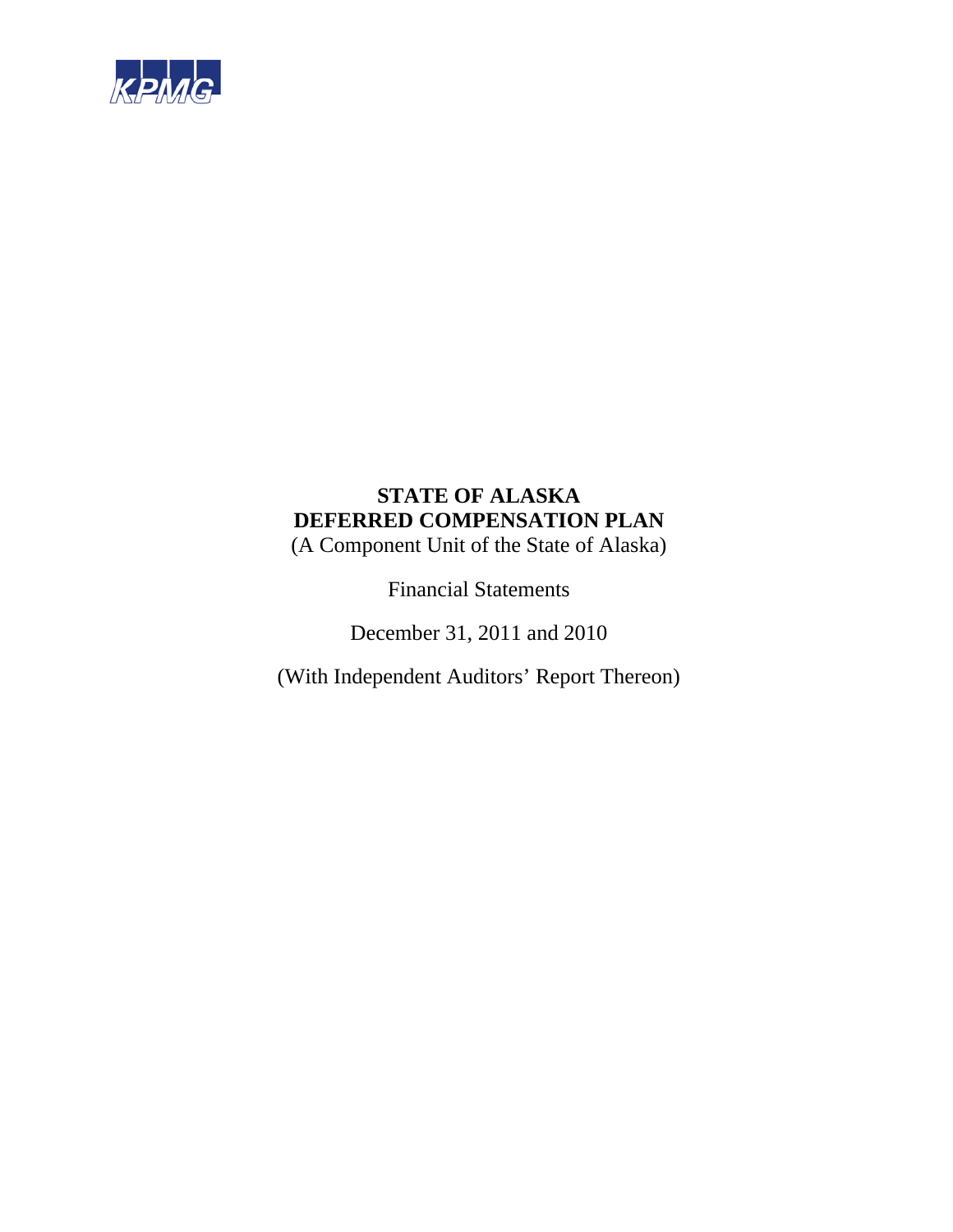KPMG

# STATE OF ALASKA
# DEFERRED COMPENSATION PLAN

(A Component Unit of the State of Alaska)

Financial Statements

December 31, 2011 and 2010

(With Independent Auditors' Report Thereon)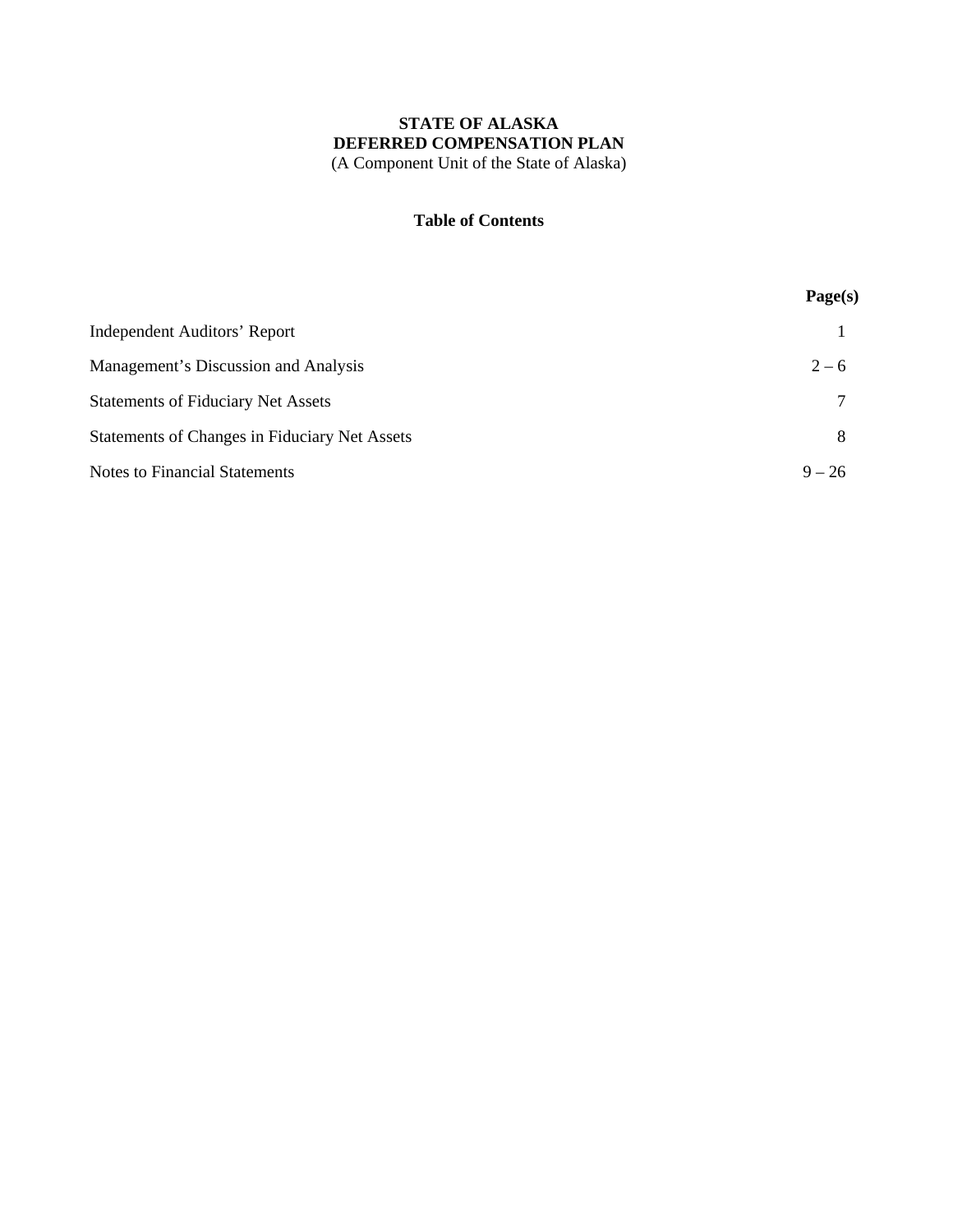# STATE OF ALASKA
# DEFERRED COMPENSATION PLAN

(A Component Unit of the State of Alaska)

## Table of Contents

| | Page(s) |
|---|---|
| Independent Auditors' Report | 1 |
| Management's Discussion and Analysis | 2 – 6 |
| Statements of Fiduciary Net Assets | 7 |
| Statements of Changes in Fiduciary Net Assets | 8 |
| Notes to Financial Statements | 9 – 26 |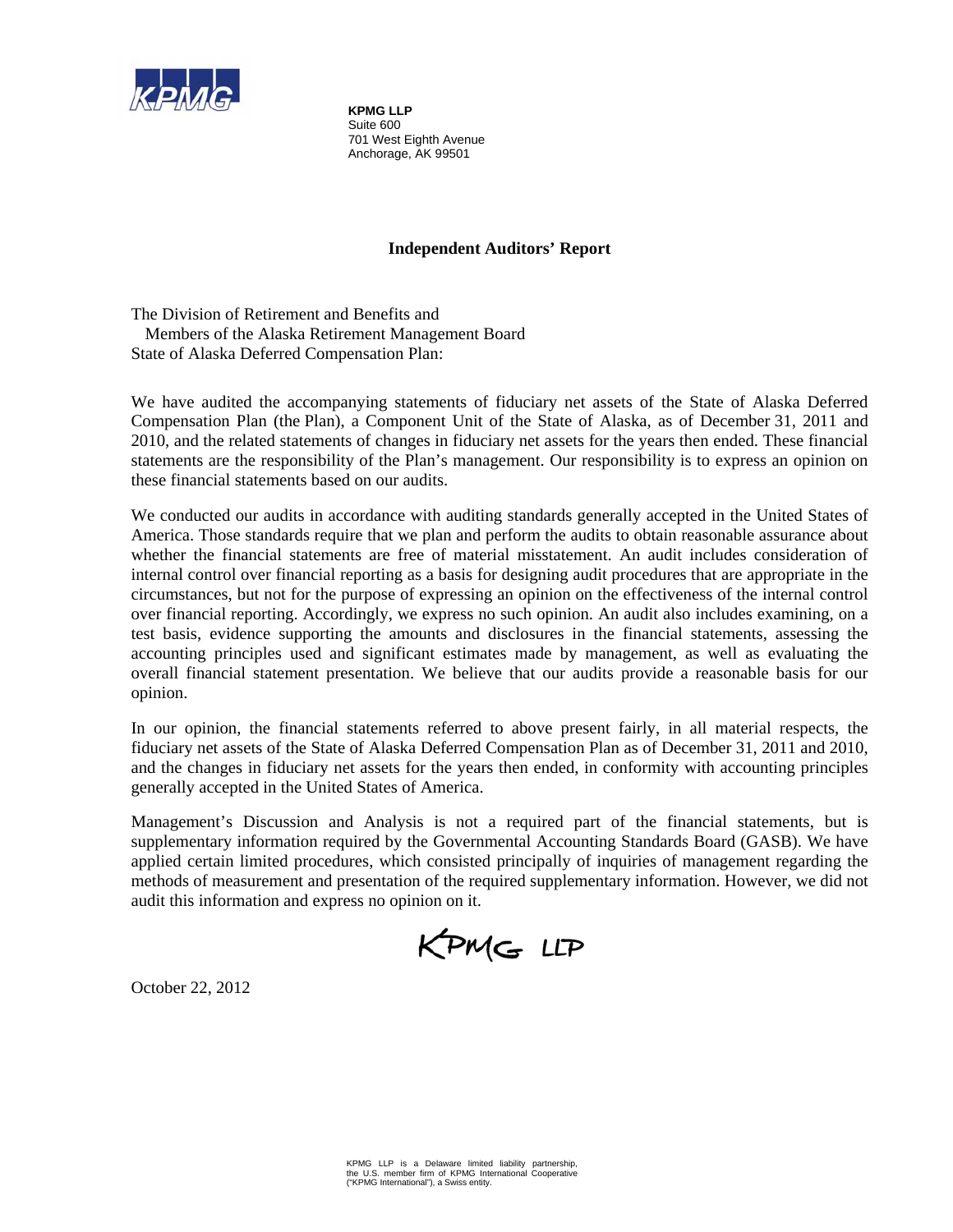**KPMG LLP**
Suite 600
701 West Eighth Avenue
Anchorage, AK 99501

## Independent Auditors' Report

The Division of Retirement and Benefits and
Members of the Alaska Retirement Management Board
State of Alaska Deferred Compensation Plan:

We have audited the accompanying statements of fiduciary net assets of the State of Alaska Deferred Compensation Plan (the Plan), a Component Unit of the State of Alaska, as of December 31, 2011 and 2010, and the related statements of changes in fiduciary net assets for the years then ended. These financial statements are the responsibility of the Plan's management. Our responsibility is to express an opinion on these financial statements based on our audits.

We conducted our audits in accordance with auditing standards generally accepted in the United States of America. Those standards require that we plan and perform the audits to obtain reasonable assurance about whether the financial statements are free of material misstatement. An audit includes consideration of internal control over financial reporting as a basis for designing audit procedures that are appropriate in the circumstances, but not for the purpose of expressing an opinion on the effectiveness of the internal control over financial reporting. Accordingly, we express no such opinion. An audit also includes examining, on a test basis, evidence supporting the amounts and disclosures in the financial statements, assessing the accounting principles used and significant estimates made by management, as well as evaluating the overall financial statement presentation. We believe that our audits provide a reasonable basis for our opinion.

In our opinion, the financial statements referred to above present fairly, in all material respects, the fiduciary net assets of the State of Alaska Deferred Compensation Plan as of December 31, 2011 and 2010, and the changes in fiduciary net assets for the years then ended, in conformity with accounting principles generally accepted in the United States of America.

Management's Discussion and Analysis is not a required part of the financial statements, but is supplementary information required by the Governmental Accounting Standards Board (GASB). We have applied certain limited procedures, which consisted principally of inquiries of management regarding the methods of measurement and presentation of the required supplementary information. However, we did not audit this information and express no opinion on it.

KPMG LLP

October 22, 2012

KPMG LLP is a Delaware limited liability partnership, the U.S. member firm of KPMG International Cooperative ("KPMG International"), a Swiss entity.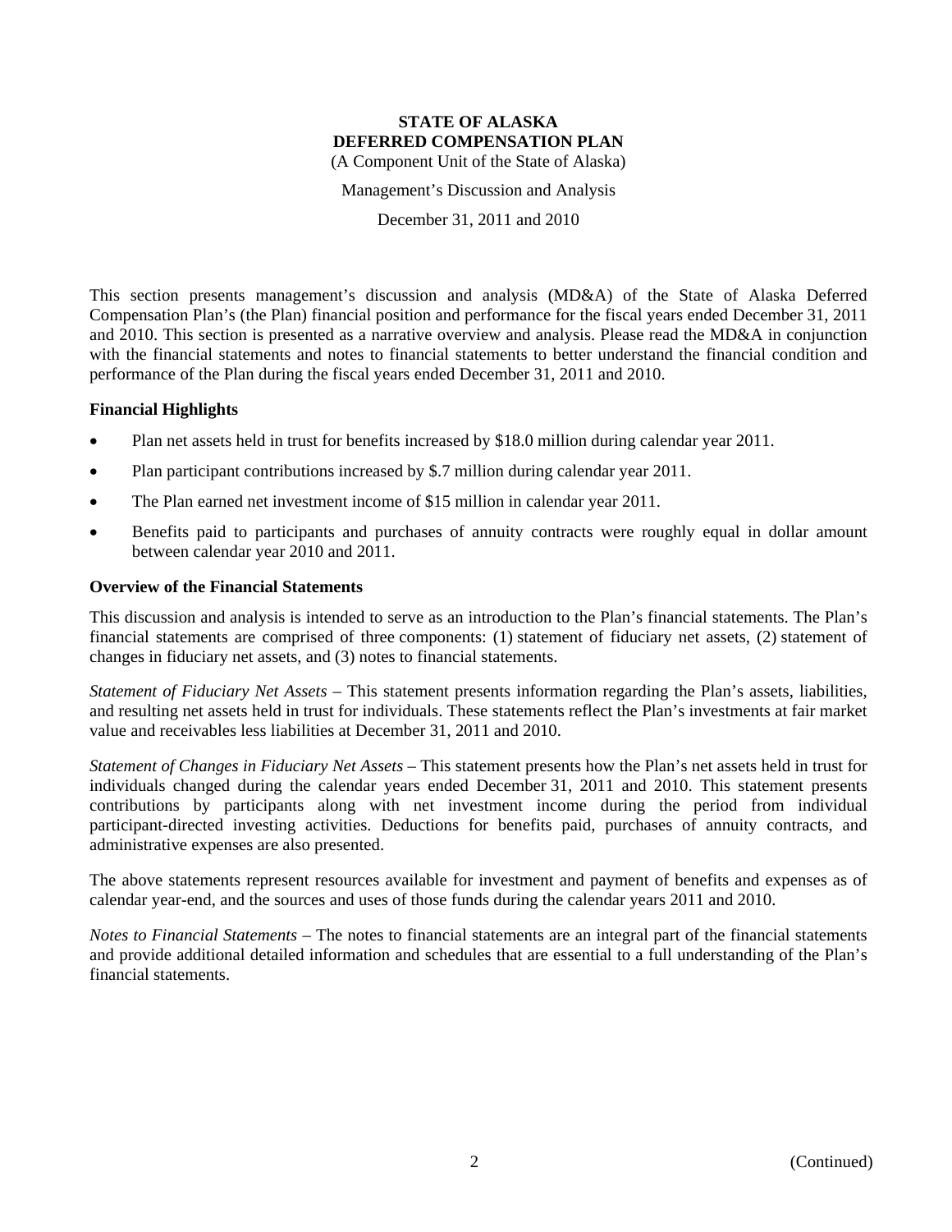**STATE OF ALASKA**
**DEFERRED COMPENSATION PLAN**
(A Component Unit of the State of Alaska)

Management's Discussion and Analysis

December 31, 2011 and 2010

This section presents management's discussion and analysis (MD&A) of the State of Alaska Deferred Compensation Plan's (the Plan) financial position and performance for the fiscal years ended December 31, 2011 and 2010. This section is presented as a narrative overview and analysis. Please read the MD&A in conjunction with the financial statements and notes to financial statements to better understand the financial condition and performance of the Plan during the fiscal years ended December 31, 2011 and 2010.

### Financial Highlights

- Plan net assets held in trust for benefits increased by $18.0 million during calendar year 2011.
- Plan participant contributions increased by $.7 million during calendar year 2011.
- The Plan earned net investment income of $15 million in calendar year 2011.
- Benefits paid to participants and purchases of annuity contracts were roughly equal in dollar amount between calendar year 2010 and 2011.

### Overview of the Financial Statements

This discussion and analysis is intended to serve as an introduction to the Plan's financial statements. The Plan's financial statements are comprised of three components: (1) statement of fiduciary net assets, (2) statement of changes in fiduciary net assets, and (3) notes to financial statements.

*Statement of Fiduciary Net Assets* – This statement presents information regarding the Plan's assets, liabilities, and resulting net assets held in trust for individuals. These statements reflect the Plan's investments at fair market value and receivables less liabilities at December 31, 2011 and 2010.

*Statement of Changes in Fiduciary Net Assets* – This statement presents how the Plan's net assets held in trust for individuals changed during the calendar years ended December 31, 2011 and 2010. This statement presents contributions by participants along with net investment income during the period from individual participant-directed investing activities. Deductions for benefits paid, purchases of annuity contracts, and administrative expenses are also presented.

The above statements represent resources available for investment and payment of benefits and expenses as of calendar year-end, and the sources and uses of those funds during the calendar years 2011 and 2010.

*Notes to Financial Statements* – The notes to financial statements are an integral part of the financial statements and provide additional detailed information and schedules that are essential to a full understanding of the Plan's financial statements.

(Continued)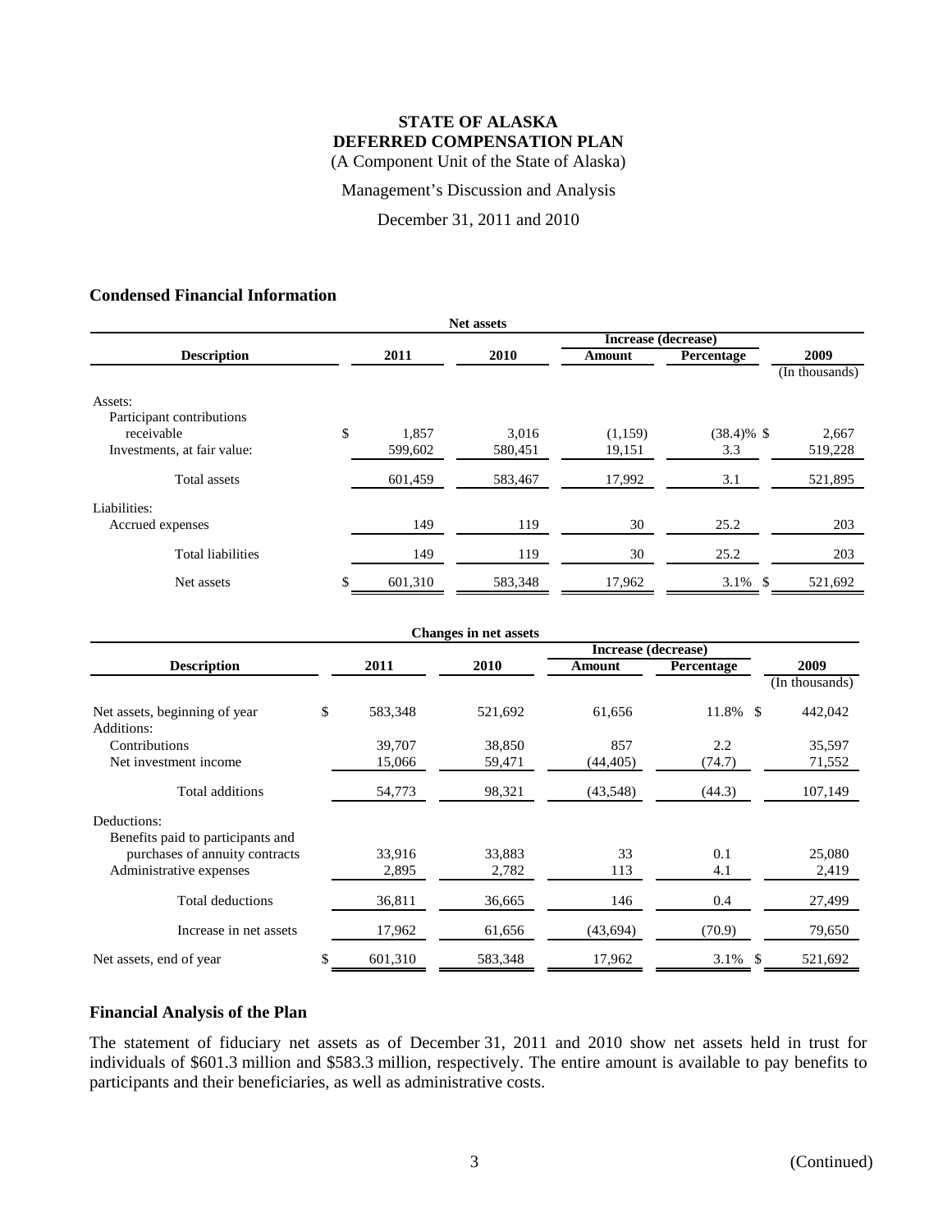# STATE OF ALASKA
# DEFERRED COMPENSATION PLAN

(A Component Unit of the State of Alaska)

Management's Discussion and Analysis

December 31, 2011 and 2010

## Condensed Financial Information

**Net assets**

| Description | 2011 | 2010 | Increase (decrease) Amount | Increase (decrease) Percentage | 2009 (In thousands) |
|---|---|---|---|---|---|
| Assets: | | | | | |
| Participant contributions receivable | $ 1,857 | 3,016 | (1,159) | (38.4)% | $ 2,667 |
| Investments, at fair value: | 599,602 | 580,451 | 19,151 | 3.3 | 519,228 |
| Total assets | 601,459 | 583,467 | 17,992 | 3.1 | 521,895 |
| Liabilities: | | | | | |
| Accrued expenses | 149 | 119 | 30 | 25.2 | 203 |
| Total liabilities | 149 | 119 | 30 | 25.2 | 203 |
| Net assets | $ 601,310 | 583,348 | 17,962 | 3.1% | $ 521,692 |

**Changes in net assets**

| Description | 2011 | 2010 | Increase (decrease) Amount | Increase (decrease) Percentage | 2009 (In thousands) |
|---|---|---|---|---|---|
| Net assets, beginning of year | $ 583,348 | 521,692 | 61,656 | 11.8% | $ 442,042 |
| Additions: | | | | | |
| Contributions | 39,707 | 38,850 | 857 | 2.2 | 35,597 |
| Net investment income | 15,066 | 59,471 | (44,405) | (74.7) | 71,552 |
| Total additions | 54,773 | 98,321 | (43,548) | (44.3) | 107,149 |
| Deductions: | | | | | |
| Benefits paid to participants and purchases of annuity contracts | 33,916 | 33,883 | 33 | 0.1 | 25,080 |
| Administrative expenses | 2,895 | 2,782 | 113 | 4.1 | 2,419 |
| Total deductions | 36,811 | 36,665 | 146 | 0.4 | 27,499 |
| Increase in net assets | 17,962 | 61,656 | (43,694) | (70.9) | 79,650 |
| Net assets, end of year | $ 601,310 | 583,348 | 17,962 | 3.1% | $ 521,692 |

## Financial Analysis of the Plan

The statement of fiduciary net assets as of December 31, 2011 and 2010 show net assets held in trust for individuals of $601.3 million and $583.3 million, respectively. The entire amount is available to pay benefits to participants and their beneficiaries, as well as administrative costs.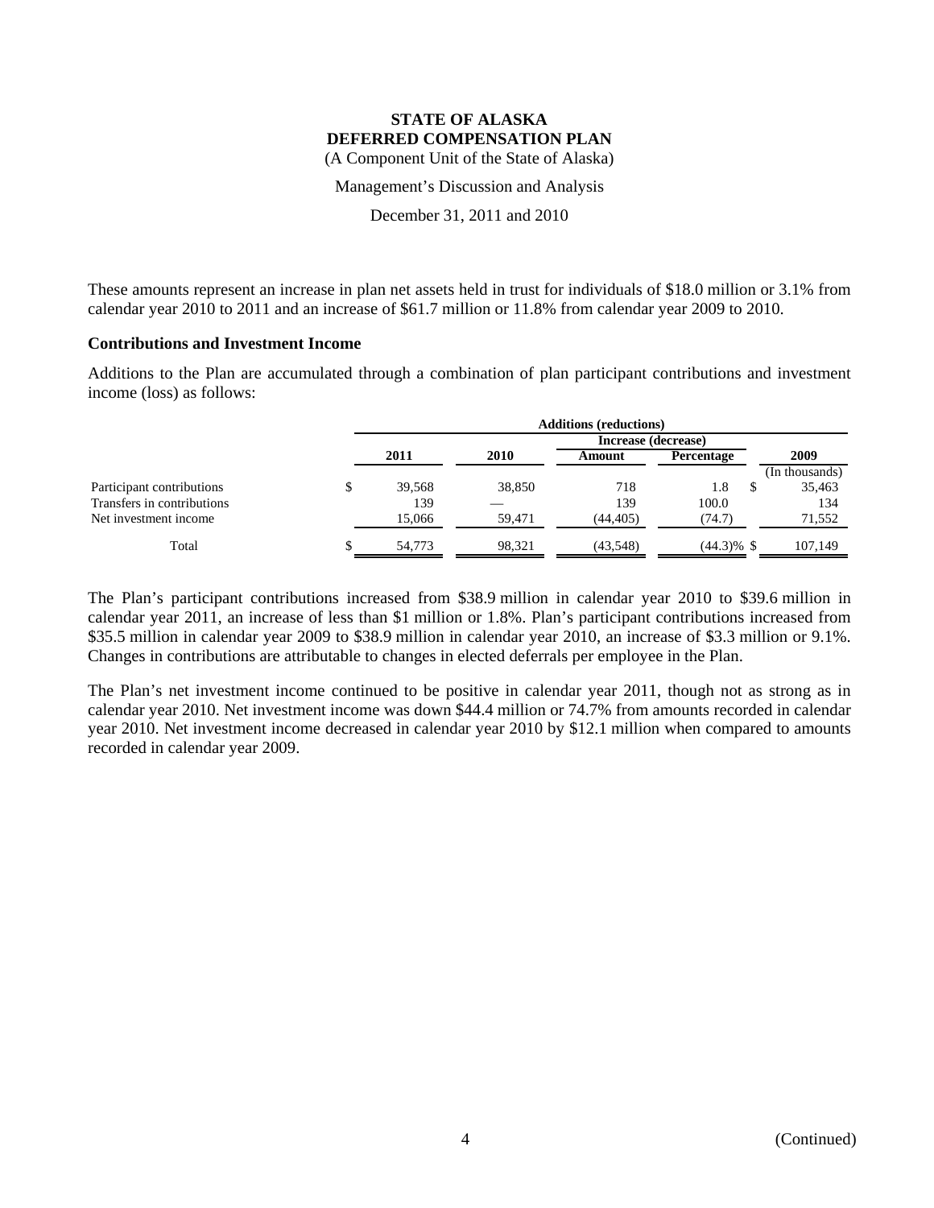**STATE OF ALASKA**
**DEFERRED COMPENSATION PLAN**
(A Component Unit of the State of Alaska)

Management's Discussion and Analysis

December 31, 2011 and 2010

These amounts represent an increase in plan net assets held in trust for individuals of $18.0 million or 3.1% from calendar year 2010 to 2011 and an increase of $61.7 million or 11.8% from calendar year 2009 to 2010.

### Contributions and Investment Income

Additions to the Plan are accumulated through a combination of plan participant contributions and investment income (loss) as follows:

| | Additions (reductions) | | | | |
|---|---|---|---|---|---|
| | | | Increase (decrease) | | |
| | 2011 | 2010 | Amount | Percentage | 2009 |
| | | | | | (In thousands) |
| Participant contributions | $ 39,568 | 38,850 | 718 | 1.8 | $ 35,463 |
| Transfers in contributions | 139 | — | 139 | 100.0 | 134 |
| Net investment income | 15,066 | 59,471 | (44,405) | (74.7) | 71,552 |
| Total | $ 54,773 | 98,321 | (43,548) | (44.3)% | $ 107,149 |

The Plan's participant contributions increased from $38.9 million in calendar year 2010 to $39.6 million in calendar year 2011, an increase of less than $1 million or 1.8%. Plan's participant contributions increased from $35.5 million in calendar year 2009 to $38.9 million in calendar year 2010, an increase of $3.3 million or 9.1%. Changes in contributions are attributable to changes in elected deferrals per employee in the Plan.

The Plan's net investment income continued to be positive in calendar year 2011, though not as strong as in calendar year 2010. Net investment income was down $44.4 million or 74.7% from amounts recorded in calendar year 2010. Net investment income decreased in calendar year 2010 by $12.1 million when compared to amounts recorded in calendar year 2009.

(Continued)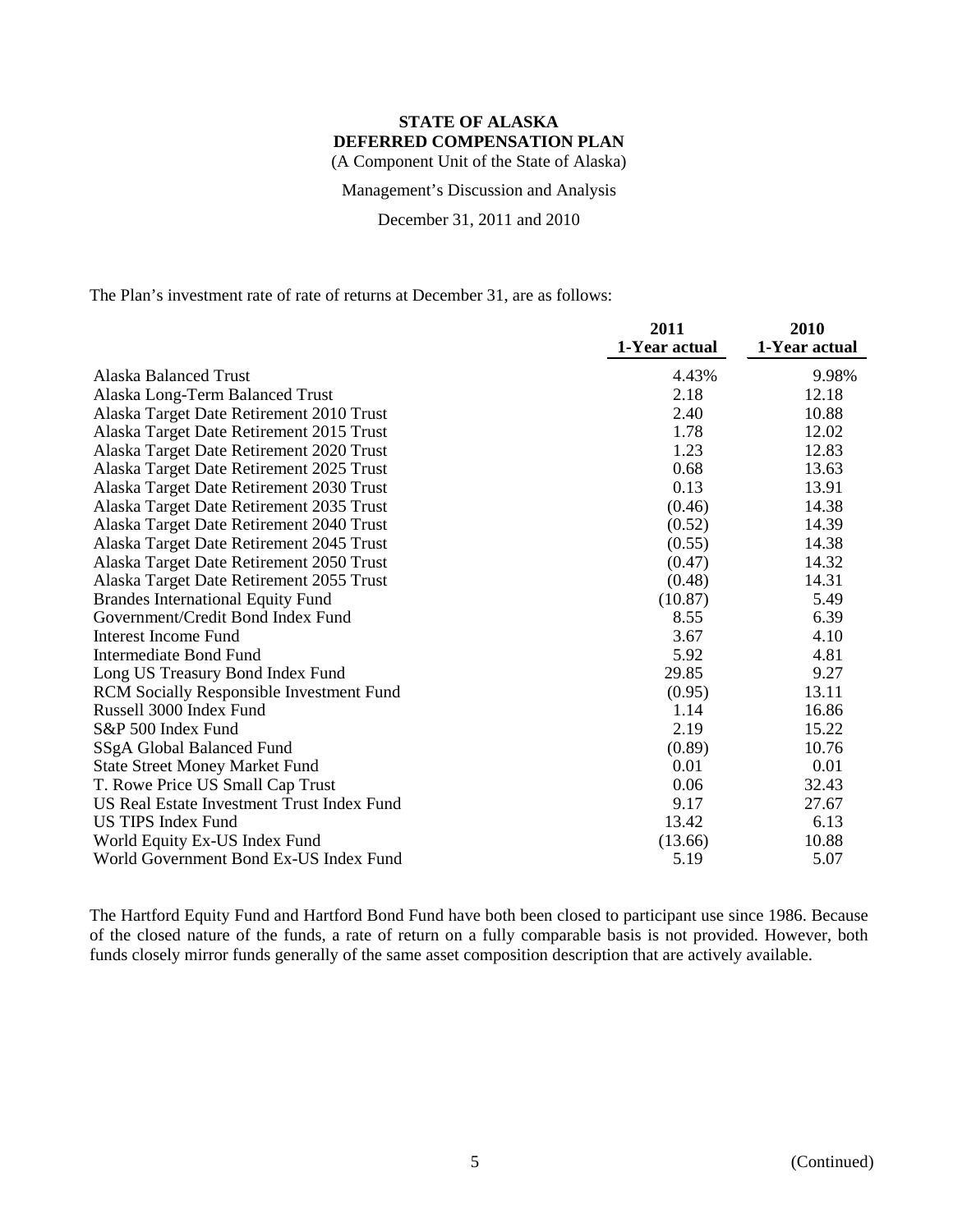**STATE OF ALASKA**
**DEFERRED COMPENSATION PLAN**
(A Component Unit of the State of Alaska)

Management's Discussion and Analysis

December 31, 2011 and 2010

The Plan's investment rate of rate of returns at December 31, are as follows:

| | 2011<br>1-Year actual | 2010<br>1-Year actual |
|---|---|---|
| Alaska Balanced Trust | 4.43% | 9.98% |
| Alaska Long-Term Balanced Trust | 2.18 | 12.18 |
| Alaska Target Date Retirement 2010 Trust | 2.40 | 10.88 |
| Alaska Target Date Retirement 2015 Trust | 1.78 | 12.02 |
| Alaska Target Date Retirement 2020 Trust | 1.23 | 12.83 |
| Alaska Target Date Retirement 2025 Trust | 0.68 | 13.63 |
| Alaska Target Date Retirement 2030 Trust | 0.13 | 13.91 |
| Alaska Target Date Retirement 2035 Trust | (0.46) | 14.38 |
| Alaska Target Date Retirement 2040 Trust | (0.52) | 14.39 |
| Alaska Target Date Retirement 2045 Trust | (0.55) | 14.38 |
| Alaska Target Date Retirement 2050 Trust | (0.47) | 14.32 |
| Alaska Target Date Retirement 2055 Trust | (0.48) | 14.31 |
| Brandes International Equity Fund | (10.87) | 5.49 |
| Government/Credit Bond Index Fund | 8.55 | 6.39 |
| Interest Income Fund | 3.67 | 4.10 |
| Intermediate Bond Fund | 5.92 | 4.81 |
| Long US Treasury Bond Index Fund | 29.85 | 9.27 |
| RCM Socially Responsible Investment Fund | (0.95) | 13.11 |
| Russell 3000 Index Fund | 1.14 | 16.86 |
| S&P 500 Index Fund | 2.19 | 15.22 |
| SSgA Global Balanced Fund | (0.89) | 10.76 |
| State Street Money Market Fund | 0.01 | 0.01 |
| T. Rowe Price US Small Cap Trust | 0.06 | 32.43 |
| US Real Estate Investment Trust Index Fund | 9.17 | 27.67 |
| US TIPS Index Fund | 13.42 | 6.13 |
| World Equity Ex-US Index Fund | (13.66) | 10.88 |
| World Government Bond Ex-US Index Fund | 5.19 | 5.07 |

The Hartford Equity Fund and Hartford Bond Fund have both been closed to participant use since 1986. Because of the closed nature of the funds, a rate of return on a fully comparable basis is not provided. However, both funds closely mirror funds generally of the same asset composition description that are actively available.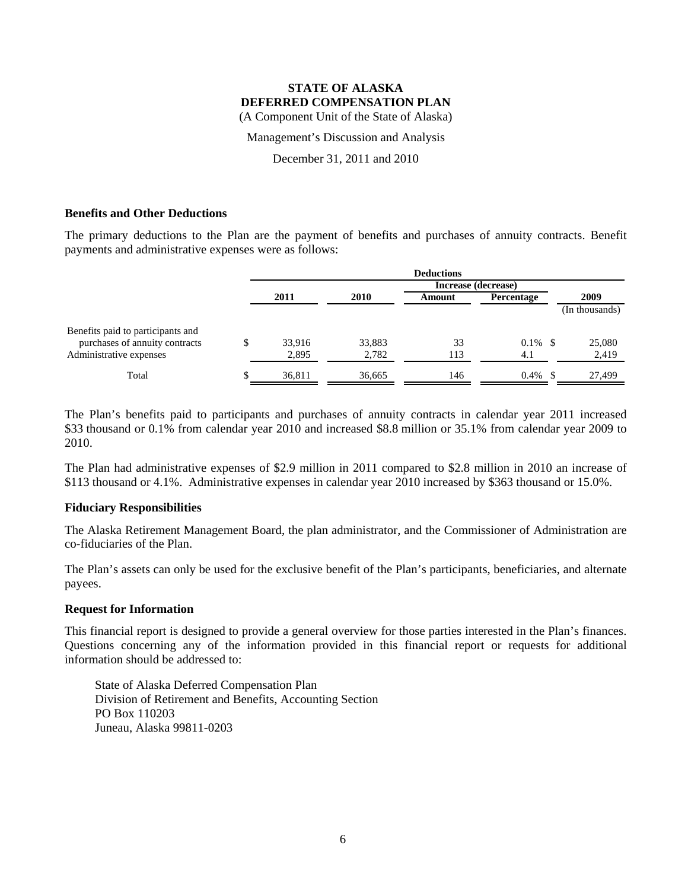**STATE OF ALASKA**
**DEFERRED COMPENSATION PLAN**
(A Component Unit of the State of Alaska)

Management's Discussion and Analysis

December 31, 2011 and 2010

### Benefits and Other Deductions

The primary deductions to the Plan are the payment of benefits and purchases of annuity contracts. Benefit payments and administrative expenses were as follows:

| | Deductions | | | | |
|---|---|---|---|---|---|
| | | | Increase (decrease) | | |
| | 2011 | 2010 | Amount | Percentage | 2009 |
| | | | | | (In thousands) |
| Benefits paid to participants and purchases of annuity contracts | $ 33,916 | 33,883 | 33 | 0.1% | $ 25,080 |
| Administrative expenses | 2,895 | 2,782 | 113 | 4.1 | 2,419 |
| Total | $ 36,811 | 36,665 | 146 | 0.4% | $ 27,499 |

The Plan's benefits paid to participants and purchases of annuity contracts in calendar year 2011 increased $33 thousand or 0.1% from calendar year 2010 and increased $8.8 million or 35.1% from calendar year 2009 to 2010.

The Plan had administrative expenses of $2.9 million in 2011 compared to $2.8 million in 2010 an increase of $113 thousand or 4.1%. Administrative expenses in calendar year 2010 increased by $363 thousand or 15.0%.

### Fiduciary Responsibilities

The Alaska Retirement Management Board, the plan administrator, and the Commissioner of Administration are co-fiduciaries of the Plan.

The Plan's assets can only be used for the exclusive benefit of the Plan's participants, beneficiaries, and alternate payees.

### Request for Information

This financial report is designed to provide a general overview for those parties interested in the Plan's finances. Questions concerning any of the information provided in this financial report or requests for additional information should be addressed to:

State of Alaska Deferred Compensation Plan
Division of Retirement and Benefits, Accounting Section
PO Box 110203
Juneau, Alaska 99811-0203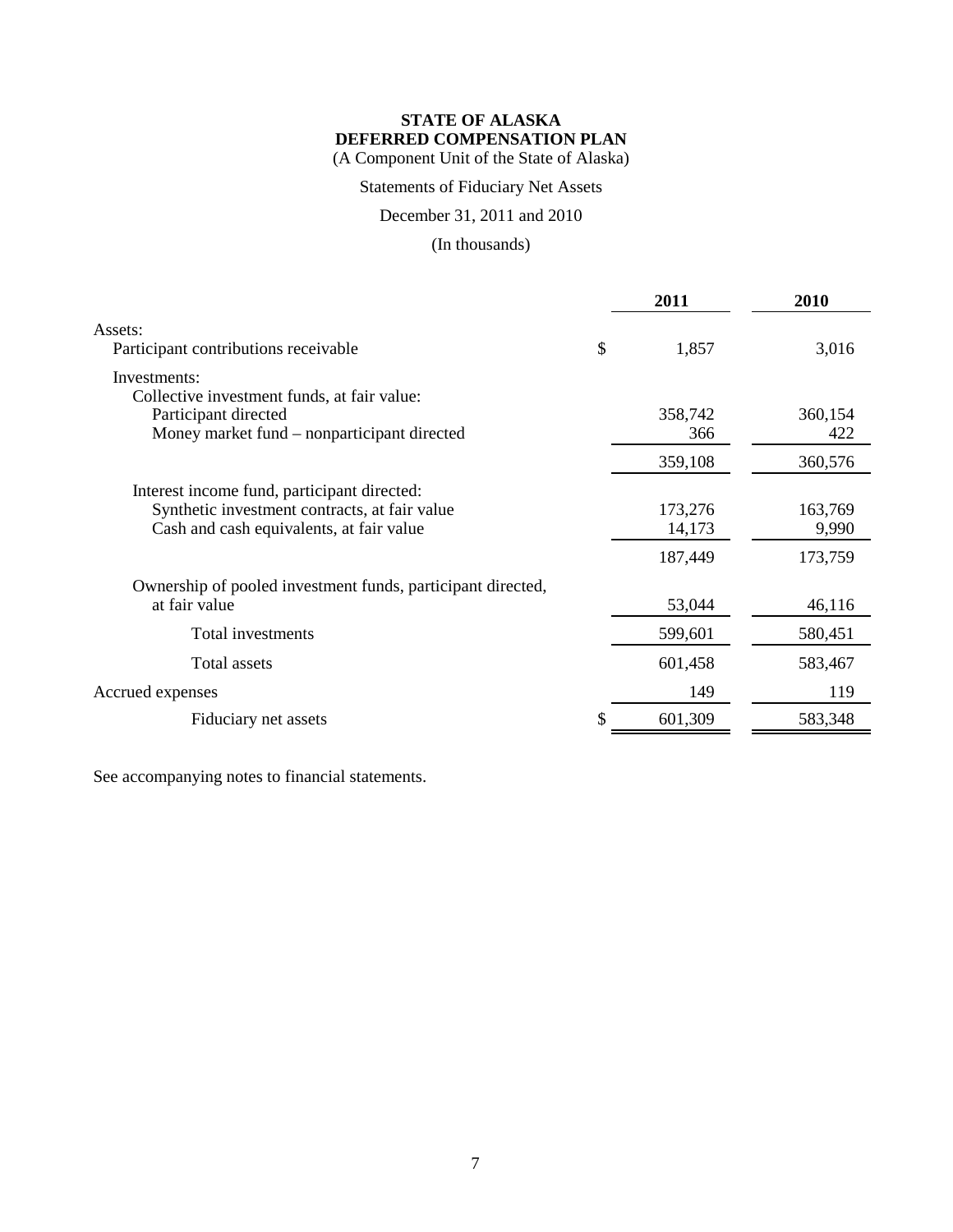**STATE OF ALASKA**
**DEFERRED COMPENSATION PLAN**
(A Component Unit of the State of Alaska)

Statements of Fiduciary Net Assets

December 31, 2011 and 2010

(In thousands)

| | 2011 | 2010 |
|---|---|---|
| Assets: | | |
| Participant contributions receivable | $ 1,857 | 3,016 |
| Investments: | | |
| Collective investment funds, at fair value: | | |
| Participant directed | 358,742 | 360,154 |
| Money market fund – nonparticipant directed | 366 | 422 |
| | 359,108 | 360,576 |
| Interest income fund, participant directed: | | |
| Synthetic investment contracts, at fair value | 173,276 | 163,769 |
| Cash and cash equivalents, at fair value | 14,173 | 9,990 |
| | 187,449 | 173,759 |
| Ownership of pooled investment funds, participant directed, at fair value | 53,044 | 46,116 |
| Total investments | 599,601 | 580,451 |
| Total assets | 601,458 | 583,467 |
| Accrued expenses | 149 | 119 |
| Fiduciary net assets | $ 601,309 | 583,348 |

See accompanying notes to financial statements.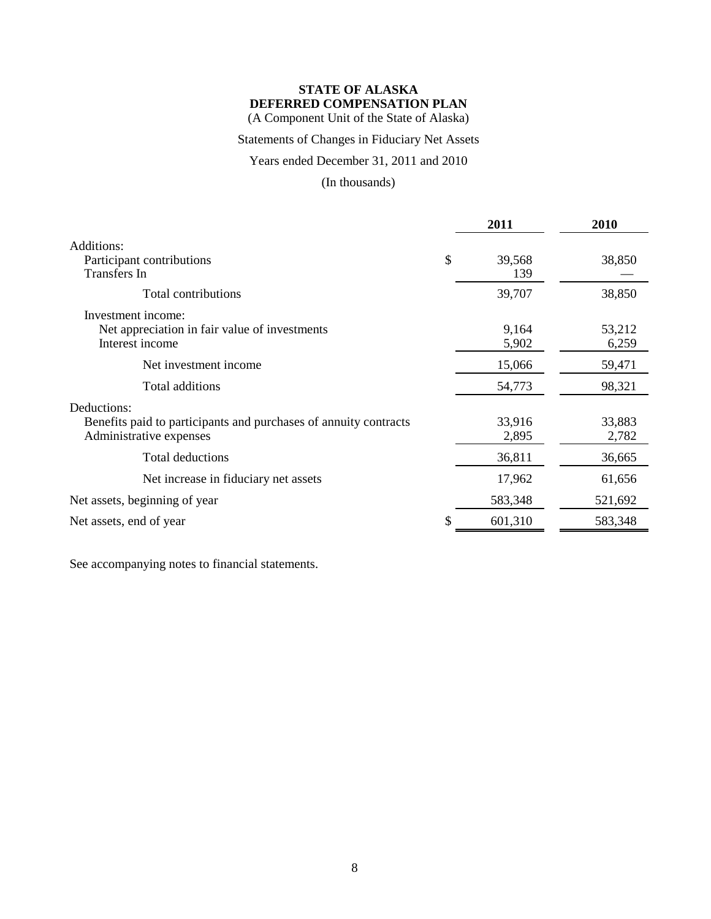**STATE OF ALASKA**
**DEFERRED COMPENSATION PLAN**
(A Component Unit of the State of Alaska)

Statements of Changes in Fiduciary Net Assets

Years ended December 31, 2011 and 2010

(In thousands)

| | 2011 | 2010 |
|---|---|---|
| Additions: | | |
| Participant contributions | $ 39,568 | 38,850 |
| Transfers In | 139 | — |
| Total contributions | 39,707 | 38,850 |
| Investment income: | | |
| Net appreciation in fair value of investments | 9,164 | 53,212 |
| Interest income | 5,902 | 6,259 |
| Net investment income | 15,066 | 59,471 |
| Total additions | 54,773 | 98,321 |
| Deductions: | | |
| Benefits paid to participants and purchases of annuity contracts | 33,916 | 33,883 |
| Administrative expenses | 2,895 | 2,782 |
| Total deductions | 36,811 | 36,665 |
| Net increase in fiduciary net assets | 17,962 | 61,656 |
| Net assets, beginning of year | 583,348 | 521,692 |
| Net assets, end of year | $ 601,310 | 583,348 |

See accompanying notes to financial statements.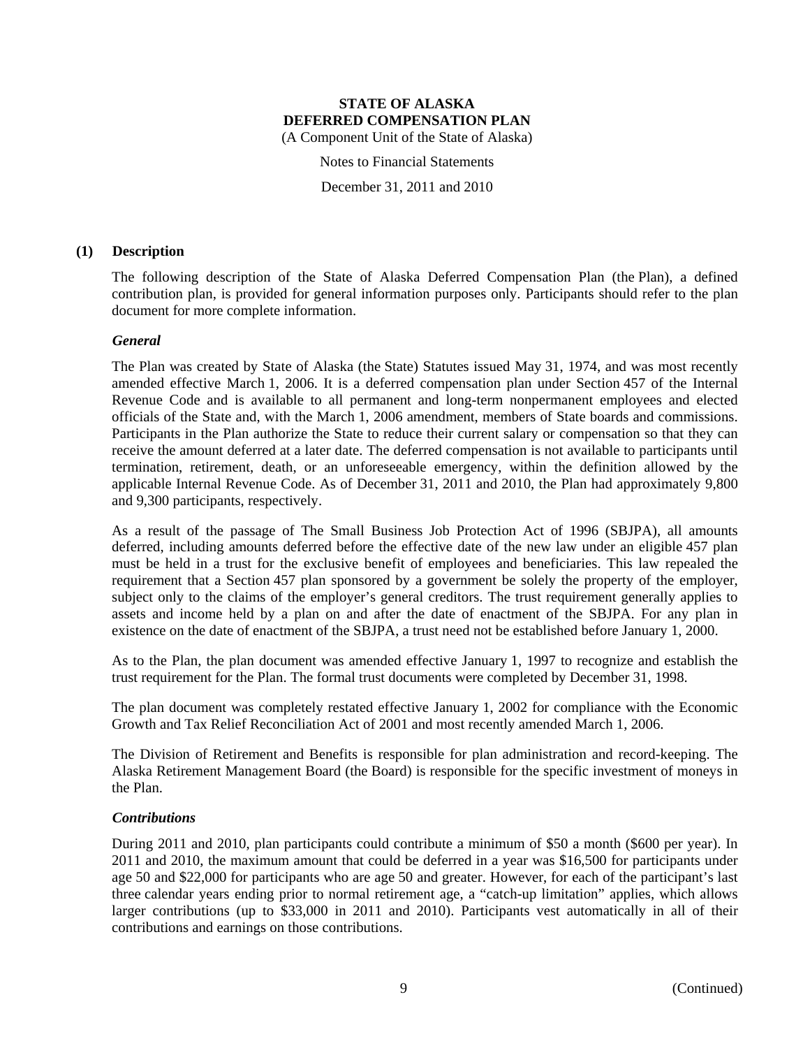**STATE OF ALASKA**
**DEFERRED COMPENSATION PLAN**
(A Component Unit of the State of Alaska)

Notes to Financial Statements

December 31, 2011 and 2010

## (1) Description

The following description of the State of Alaska Deferred Compensation Plan (the Plan), a defined contribution plan, is provided for general information purposes only. Participants should refer to the plan document for more complete information.

### *General*

The Plan was created by State of Alaska (the State) Statutes issued May 31, 1974, and was most recently amended effective March 1, 2006. It is a deferred compensation plan under Section 457 of the Internal Revenue Code and is available to all permanent and long-term nonpermanent employees and elected officials of the State and, with the March 1, 2006 amendment, members of State boards and commissions. Participants in the Plan authorize the State to reduce their current salary or compensation so that they can receive the amount deferred at a later date. The deferred compensation is not available to participants until termination, retirement, death, or an unforeseeable emergency, within the definition allowed by the applicable Internal Revenue Code. As of December 31, 2011 and 2010, the Plan had approximately 9,800 and 9,300 participants, respectively.

As a result of the passage of The Small Business Job Protection Act of 1996 (SBJPA), all amounts deferred, including amounts deferred before the effective date of the new law under an eligible 457 plan must be held in a trust for the exclusive benefit of employees and beneficiaries. This law repealed the requirement that a Section 457 plan sponsored by a government be solely the property of the employer, subject only to the claims of the employer's general creditors. The trust requirement generally applies to assets and income held by a plan on and after the date of enactment of the SBJPA. For any plan in existence on the date of enactment of the SBJPA, a trust need not be established before January 1, 2000.

As to the Plan, the plan document was amended effective January 1, 1997 to recognize and establish the trust requirement for the Plan. The formal trust documents were completed by December 31, 1998.

The plan document was completely restated effective January 1, 2002 for compliance with the Economic Growth and Tax Relief Reconciliation Act of 2001 and most recently amended March 1, 2006.

The Division of Retirement and Benefits is responsible for plan administration and record-keeping. The Alaska Retirement Management Board (the Board) is responsible for the specific investment of moneys in the Plan.

### *Contributions*

During 2011 and 2010, plan participants could contribute a minimum of $50 a month ($600 per year). In 2011 and 2010, the maximum amount that could be deferred in a year was $16,500 for participants under age 50 and $22,000 for participants who are age 50 and greater. However, for each of the participant's last three calendar years ending prior to normal retirement age, a "catch-up limitation" applies, which allows larger contributions (up to $33,000 in 2011 and 2010). Participants vest automatically in all of their contributions and earnings on those contributions.

(Continued)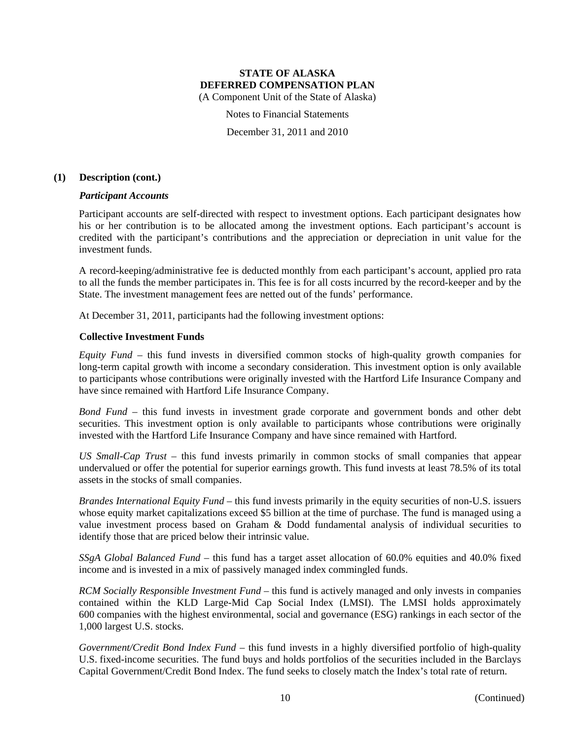# STATE OF ALASKA
# DEFERRED COMPENSATION PLAN

(A Component Unit of the State of Alaska)

Notes to Financial Statements

December 31, 2011 and 2010

## (1) Description (cont.)

### *Participant Accounts*

Participant accounts are self-directed with respect to investment options. Each participant designates how his or her contribution is to be allocated among the investment options. Each participant's account is credited with the participant's contributions and the appreciation or depreciation in unit value for the investment funds.

A record-keeping/administrative fee is deducted monthly from each participant's account, applied pro rata to all the funds the member participates in. This fee is for all costs incurred by the record-keeper and by the State. The investment management fees are netted out of the funds' performance.

At December 31, 2011, participants had the following investment options:

### Collective Investment Funds

*Equity Fund* – this fund invests in diversified common stocks of high-quality growth companies for long-term capital growth with income a secondary consideration. This investment option is only available to participants whose contributions were originally invested with the Hartford Life Insurance Company and have since remained with Hartford Life Insurance Company.

*Bond Fund* – this fund invests in investment grade corporate and government bonds and other debt securities. This investment option is only available to participants whose contributions were originally invested with the Hartford Life Insurance Company and have since remained with Hartford.

*US Small-Cap Trust* – this fund invests primarily in common stocks of small companies that appear undervalued or offer the potential for superior earnings growth. This fund invests at least 78.5% of its total assets in the stocks of small companies.

*Brandes International Equity Fund* – this fund invests primarily in the equity securities of non-U.S. issuers whose equity market capitalizations exceed $5 billion at the time of purchase. The fund is managed using a value investment process based on Graham & Dodd fundamental analysis of individual securities to identify those that are priced below their intrinsic value.

*SSgA Global Balanced Fund* – this fund has a target asset allocation of 60.0% equities and 40.0% fixed income and is invested in a mix of passively managed index commingled funds.

*RCM Socially Responsible Investment Fund* – this fund is actively managed and only invests in companies contained within the KLD Large-Mid Cap Social Index (LMSI). The LMSI holds approximately 600 companies with the highest environmental, social and governance (ESG) rankings in each sector of the 1,000 largest U.S. stocks.

*Government/Credit Bond Index Fund* – this fund invests in a highly diversified portfolio of high-quality U.S. fixed-income securities. The fund buys and holds portfolios of the securities included in the Barclays Capital Government/Credit Bond Index. The fund seeks to closely match the Index's total rate of return.

(Continued)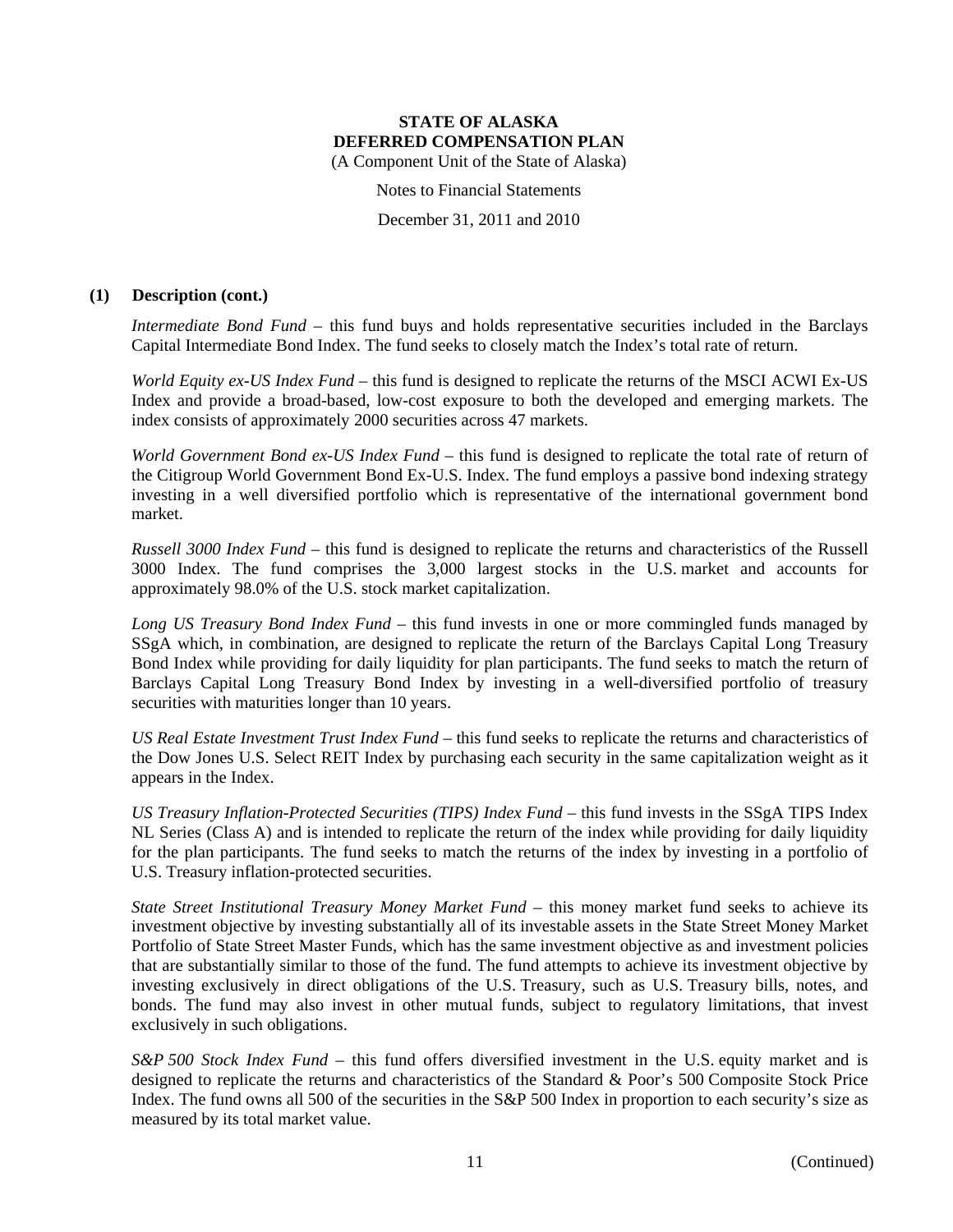**(1) Description (cont.)**

*Intermediate Bond Fund* – this fund buys and holds representative securities included in the Barclays Capital Intermediate Bond Index. The fund seeks to closely match the Index's total rate of return.

*World Equity ex-US Index Fund* – this fund is designed to replicate the returns of the MSCI ACWI Ex-US Index and provide a broad-based, low-cost exposure to both the developed and emerging markets. The index consists of approximately 2000 securities across 47 markets.

*World Government Bond ex-US Index Fund* – this fund is designed to replicate the total rate of return of the Citigroup World Government Bond Ex-U.S. Index. The fund employs a passive bond indexing strategy investing in a well diversified portfolio which is representative of the international government bond market.

*Russell 3000 Index Fund* – this fund is designed to replicate the returns and characteristics of the Russell 3000 Index. The fund comprises the 3,000 largest stocks in the U.S. market and accounts for approximately 98.0% of the U.S. stock market capitalization.

*Long US Treasury Bond Index Fund* – this fund invests in one or more commingled funds managed by SSgA which, in combination, are designed to replicate the return of the Barclays Capital Long Treasury Bond Index while providing for daily liquidity for plan participants. The fund seeks to match the return of Barclays Capital Long Treasury Bond Index by investing in a well-diversified portfolio of treasury securities with maturities longer than 10 years.

*US Real Estate Investment Trust Index Fund* – this fund seeks to replicate the returns and characteristics of the Dow Jones U.S. Select REIT Index by purchasing each security in the same capitalization weight as it appears in the Index.

*US Treasury Inflation-Protected Securities (TIPS) Index Fund* – this fund invests in the SSgA TIPS Index NL Series (Class A) and is intended to replicate the return of the index while providing for daily liquidity for the plan participants. The fund seeks to match the returns of the index by investing in a portfolio of U.S. Treasury inflation-protected securities.

*State Street Institutional Treasury Money Market Fund* – this money market fund seeks to achieve its investment objective by investing substantially all of its investable assets in the State Street Money Market Portfolio of State Street Master Funds, which has the same investment objective as and investment policies that are substantially similar to those of the fund. The fund attempts to achieve its investment objective by investing exclusively in direct obligations of the U.S. Treasury, such as U.S. Treasury bills, notes, and bonds. The fund may also invest in other mutual funds, subject to regulatory limitations, that invest exclusively in such obligations.

*S&P 500 Stock Index Fund* – this fund offers diversified investment in the U.S. equity market and is designed to replicate the returns and characteristics of the Standard & Poor's 500 Composite Stock Price Index. The fund owns all 500 of the securities in the S&P 500 Index in proportion to each security's size as measured by its total market value.

(Continued)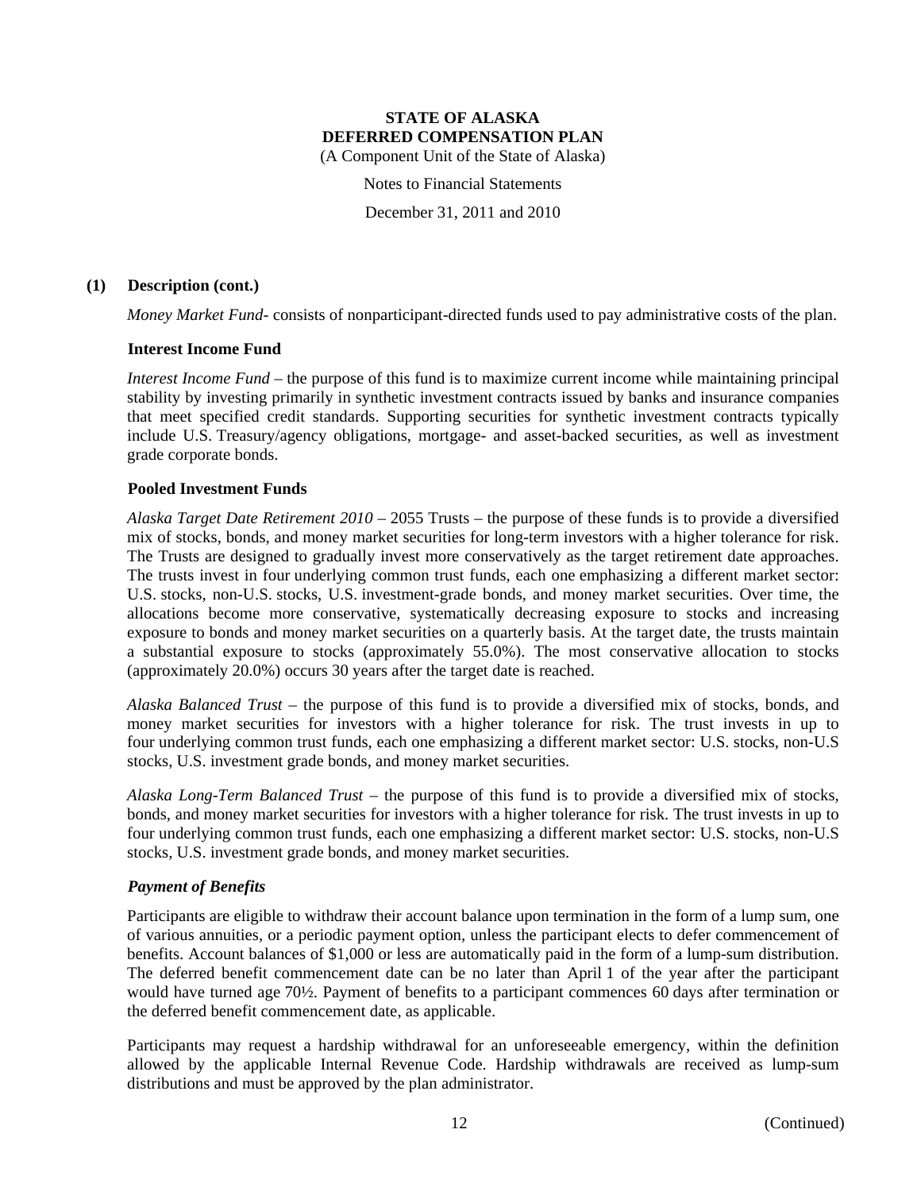### (1) Description (cont.)

*Money Market Fund*- consists of nonparticipant-directed funds used to pay administrative costs of the plan.

#### Interest Income Fund

*Interest Income Fund* – the purpose of this fund is to maximize current income while maintaining principal stability by investing primarily in synthetic investment contracts issued by banks and insurance companies that meet specified credit standards. Supporting securities for synthetic investment contracts typically include U.S. Treasury/agency obligations, mortgage- and asset-backed securities, as well as investment grade corporate bonds.

#### Pooled Investment Funds

*Alaska Target Date Retirement 2010* – 2055 Trusts – the purpose of these funds is to provide a diversified mix of stocks, bonds, and money market securities for long-term investors with a higher tolerance for risk. The Trusts are designed to gradually invest more conservatively as the target retirement date approaches. The trusts invest in four underlying common trust funds, each one emphasizing a different market sector: U.S. stocks, non-U.S. stocks, U.S. investment-grade bonds, and money market securities. Over time, the allocations become more conservative, systematically decreasing exposure to stocks and increasing exposure to bonds and money market securities on a quarterly basis. At the target date, the trusts maintain a substantial exposure to stocks (approximately 55.0%). The most conservative allocation to stocks (approximately 20.0%) occurs 30 years after the target date is reached.

*Alaska Balanced Trust* – the purpose of this fund is to provide a diversified mix of stocks, bonds, and money market securities for investors with a higher tolerance for risk. The trust invests in up to four underlying common trust funds, each one emphasizing a different market sector: U.S. stocks, non-U.S stocks, U.S. investment grade bonds, and money market securities.

*Alaska Long-Term Balanced Trust* – the purpose of this fund is to provide a diversified mix of stocks, bonds, and money market securities for investors with a higher tolerance for risk. The trust invests in up to four underlying common trust funds, each one emphasizing a different market sector: U.S. stocks, non-U.S stocks, U.S. investment grade bonds, and money market securities.

#### *Payment of Benefits*

Participants are eligible to withdraw their account balance upon termination in the form of a lump sum, one of various annuities, or a periodic payment option, unless the participant elects to defer commencement of benefits. Account balances of $1,000 or less are automatically paid in the form of a lump-sum distribution. The deferred benefit commencement date can be no later than April 1 of the year after the participant would have turned age 70½. Payment of benefits to a participant commences 60 days after termination or the deferred benefit commencement date, as applicable.

Participants may request a hardship withdrawal for an unforeseeable emergency, within the definition allowed by the applicable Internal Revenue Code. Hardship withdrawals are received as lump-sum distributions and must be approved by the plan administrator.

(Continued)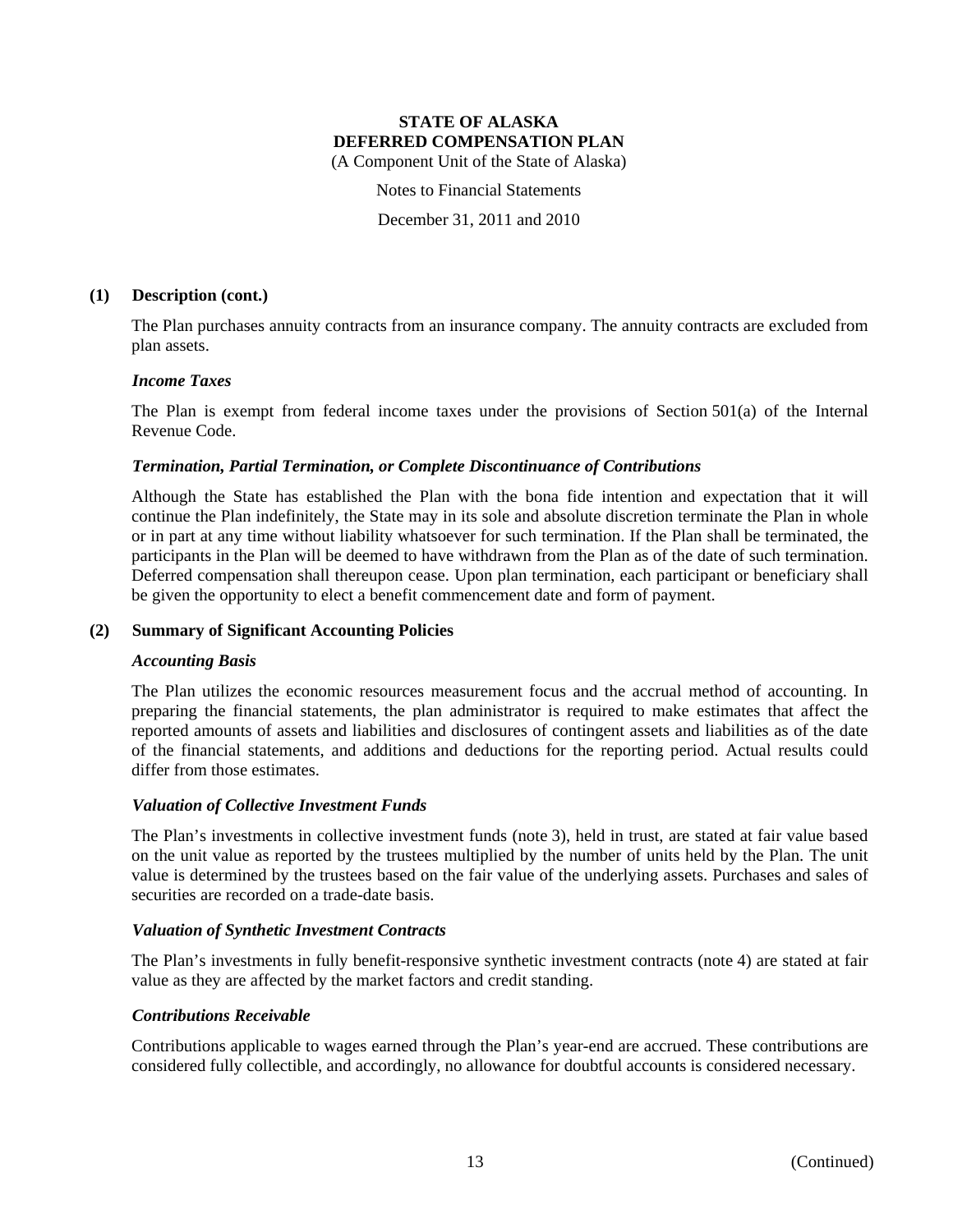**(1) Description (cont.)**

The Plan purchases annuity contracts from an insurance company. The annuity contracts are excluded from plan assets.

***Income Taxes***

The Plan is exempt from federal income taxes under the provisions of Section 501(a) of the Internal Revenue Code.

***Termination, Partial Termination, or Complete Discontinuance of Contributions***

Although the State has established the Plan with the bona fide intention and expectation that it will continue the Plan indefinitely, the State may in its sole and absolute discretion terminate the Plan in whole or in part at any time without liability whatsoever for such termination. If the Plan shall be terminated, the participants in the Plan will be deemed to have withdrawn from the Plan as of the date of such termination. Deferred compensation shall thereupon cease. Upon plan termination, each participant or beneficiary shall be given the opportunity to elect a benefit commencement date and form of payment.

**(2) Summary of Significant Accounting Policies**

***Accounting Basis***

The Plan utilizes the economic resources measurement focus and the accrual method of accounting. In preparing the financial statements, the plan administrator is required to make estimates that affect the reported amounts of assets and liabilities and disclosures of contingent assets and liabilities as of the date of the financial statements, and additions and deductions for the reporting period. Actual results could differ from those estimates.

***Valuation of Collective Investment Funds***

The Plan's investments in collective investment funds (note 3), held in trust, are stated at fair value based on the unit value as reported by the trustees multiplied by the number of units held by the Plan. The unit value is determined by the trustees based on the fair value of the underlying assets. Purchases and sales of securities are recorded on a trade-date basis.

***Valuation of Synthetic Investment Contracts***

The Plan's investments in fully benefit-responsive synthetic investment contracts (note 4) are stated at fair value as they are affected by the market factors and credit standing.

***Contributions Receivable***

Contributions applicable to wages earned through the Plan's year-end are accrued. These contributions are considered fully collectible, and accordingly, no allowance for doubtful accounts is considered necessary.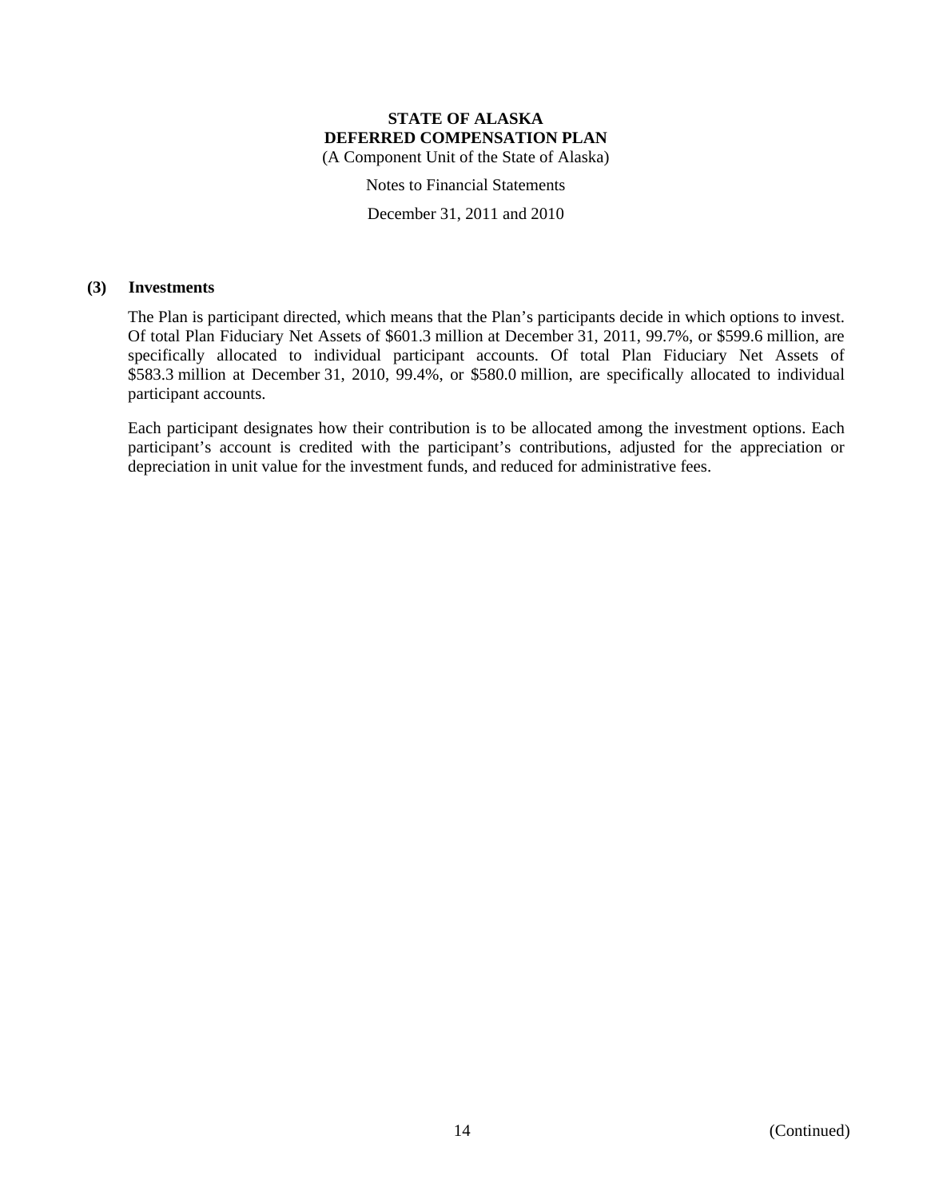### (3) Investments

The Plan is participant directed, which means that the Plan's participants decide in which options to invest. Of total Plan Fiduciary Net Assets of $601.3 million at December 31, 2011, 99.7%, or $599.6 million, are specifically allocated to individual participant accounts. Of total Plan Fiduciary Net Assets of $583.3 million at December 31, 2010, 99.4%, or $580.0 million, are specifically allocated to individual participant accounts.

Each participant designates how their contribution is to be allocated among the investment options. Each participant's account is credited with the participant's contributions, adjusted for the appreciation or depreciation in unit value for the investment funds, and reduced for administrative fees.

(Continued)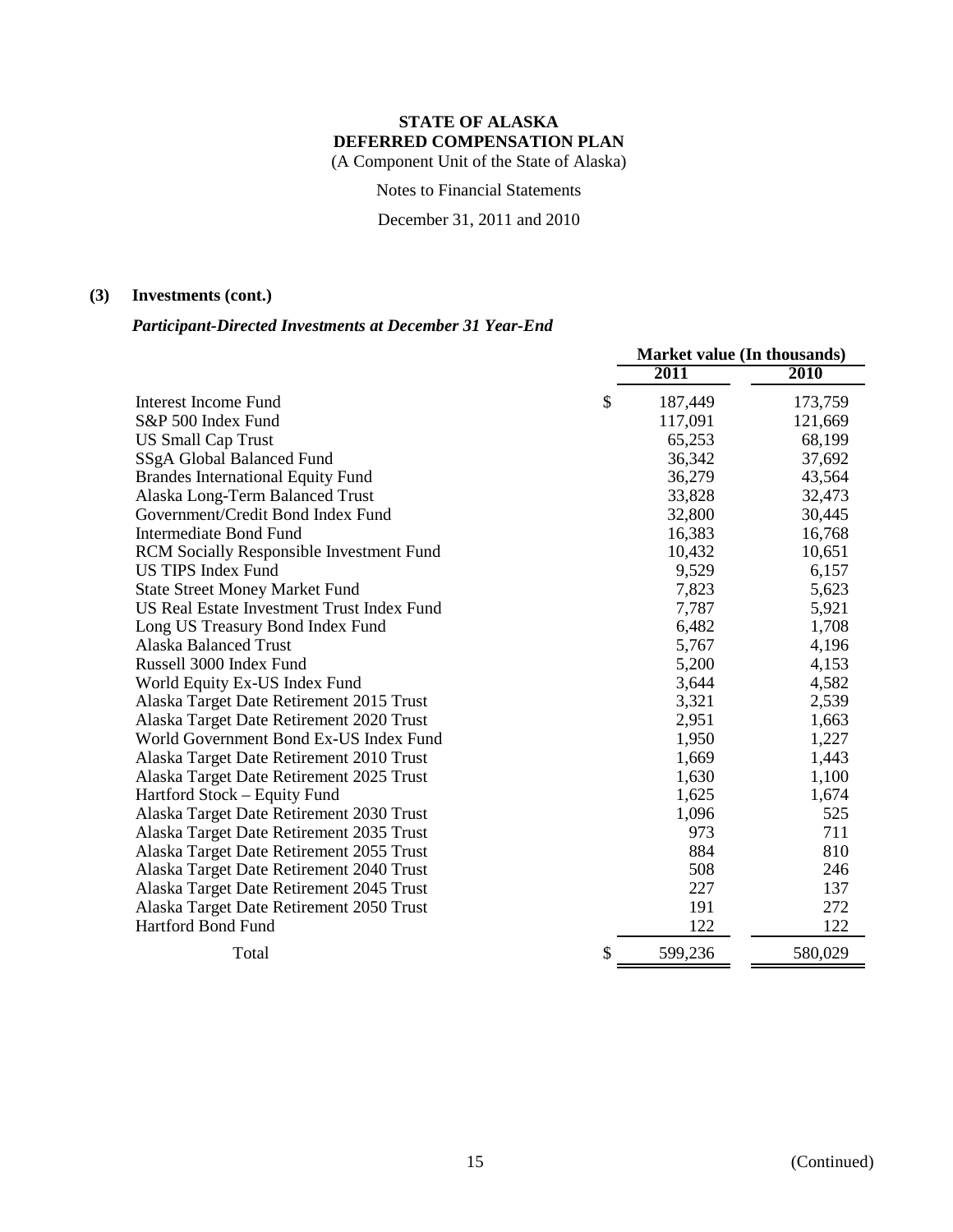**STATE OF ALASKA**
**DEFERRED COMPENSATION PLAN**
(A Component Unit of the State of Alaska)

Notes to Financial Statements

December 31, 2011 and 2010

## (3) Investments (cont.)

### *Participant-Directed Investments at December 31 Year-End*

| | Market value (In thousands) | |
|---|---|---|
| | 2011 | 2010 |
| Interest Income Fund | $ 187,449 | 173,759 |
| S&P 500 Index Fund | 117,091 | 121,669 |
| US Small Cap Trust | 65,253 | 68,199 |
| SSgA Global Balanced Fund | 36,342 | 37,692 |
| Brandes International Equity Fund | 36,279 | 43,564 |
| Alaska Long-Term Balanced Trust | 33,828 | 32,473 |
| Government/Credit Bond Index Fund | 32,800 | 30,445 |
| Intermediate Bond Fund | 16,383 | 16,768 |
| RCM Socially Responsible Investment Fund | 10,432 | 10,651 |
| US TIPS Index Fund | 9,529 | 6,157 |
| State Street Money Market Fund | 7,823 | 5,623 |
| US Real Estate Investment Trust Index Fund | 7,787 | 5,921 |
| Long US Treasury Bond Index Fund | 6,482 | 1,708 |
| Alaska Balanced Trust | 5,767 | 4,196 |
| Russell 3000 Index Fund | 5,200 | 4,153 |
| World Equity Ex-US Index Fund | 3,644 | 4,582 |
| Alaska Target Date Retirement 2015 Trust | 3,321 | 2,539 |
| Alaska Target Date Retirement 2020 Trust | 2,951 | 1,663 |
| World Government Bond Ex-US Index Fund | 1,950 | 1,227 |
| Alaska Target Date Retirement 2010 Trust | 1,669 | 1,443 |
| Alaska Target Date Retirement 2025 Trust | 1,630 | 1,100 |
| Hartford Stock – Equity Fund | 1,625 | 1,674 |
| Alaska Target Date Retirement 2030 Trust | 1,096 | 525 |
| Alaska Target Date Retirement 2035 Trust | 973 | 711 |
| Alaska Target Date Retirement 2055 Trust | 884 | 810 |
| Alaska Target Date Retirement 2040 Trust | 508 | 246 |
| Alaska Target Date Retirement 2045 Trust | 227 | 137 |
| Alaska Target Date Retirement 2050 Trust | 191 | 272 |
| Hartford Bond Fund | 122 | 122 |
| Total | $ 599,236 | 580,029 |

(Continued)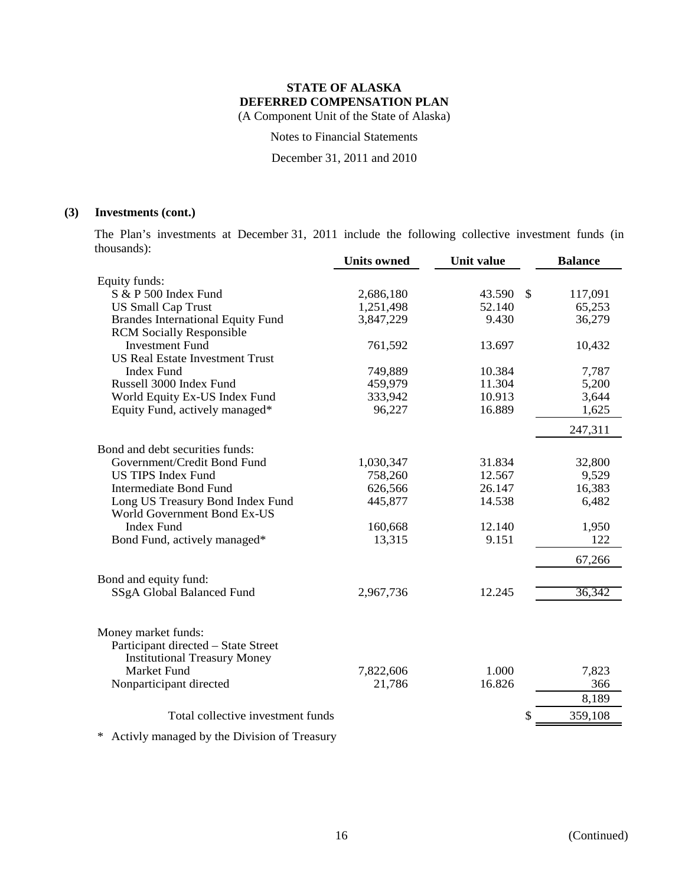**STATE OF ALASKA**
**DEFERRED COMPENSATION PLAN**
(A Component Unit of the State of Alaska)

Notes to Financial Statements

December 31, 2011 and 2010

## (3) Investments (cont.)

The Plan's investments at December 31, 2011 include the following collective investment funds (in thousands):

| | Units owned | Unit value | Balance |
|---|---|---|---|
| Equity funds: | | | |
| S & P 500 Index Fund | 2,686,180 | 43.590 | $ 117,091 |
| US Small Cap Trust | 1,251,498 | 52.140 | 65,253 |
| Brandes International Equity Fund | 3,847,229 | 9.430 | 36,279 |
| RCM Socially Responsible Investment Fund | 761,592 | 13.697 | 10,432 |
| US Real Estate Investment Trust Index Fund | 749,889 | 10.384 | 7,787 |
| Russell 3000 Index Fund | 459,979 | 11.304 | 5,200 |
| World Equity Ex-US Index Fund | 333,942 | 10.913 | 3,644 |
| Equity Fund, actively managed* | 96,227 | 16.889 | 1,625 |
| | | | 247,311 |
| Bond and debt securities funds: | | | |
| Government/Credit Bond Fund | 1,030,347 | 31.834 | 32,800 |
| US TIPS Index Fund | 758,260 | 12.567 | 9,529 |
| Intermediate Bond Fund | 626,566 | 26.147 | 16,383 |
| Long US Treasury Bond Index Fund | 445,877 | 14.538 | 6,482 |
| World Government Bond Ex-US Index Fund | 160,668 | 12.140 | 1,950 |
| Bond Fund, actively managed* | 13,315 | 9.151 | 122 |
| | | | 67,266 |
| Bond and equity fund: | | | |
| SSgA Global Balanced Fund | 2,967,736 | 12.245 | 36,342 |
| Money market funds: | | | |
| Participant directed – State Street Institutional Treasury Money Market Fund | 7,822,606 | 1.000 | 7,823 |
| Nonparticipant directed | 21,786 | 16.826 | 366 |
| | | | 8,189 |
| Total collective investment funds | | | $ 359,108 |

\* Activly managed by the Division of Treasury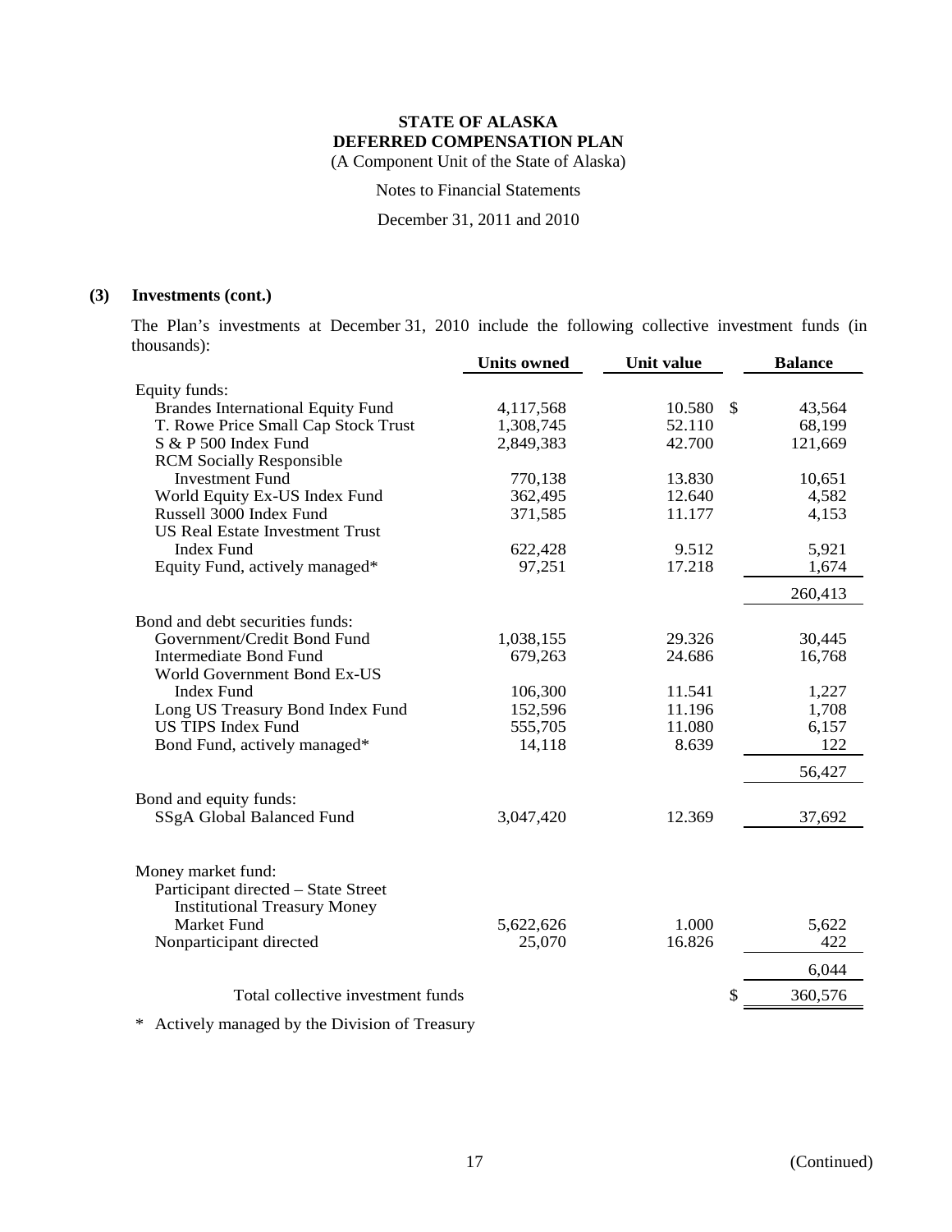**STATE OF ALASKA**
**DEFERRED COMPENSATION PLAN**
(A Component Unit of the State of Alaska)

Notes to Financial Statements

December 31, 2011 and 2010

## (3) Investments (cont.)

The Plan's investments at December 31, 2010 include the following collective investment funds (in thousands):

| | Units owned | Unit value | Balance |
|---|---|---|---|
| Equity funds: | | | |
| Brandes International Equity Fund | 4,117,568 | 10.580 | $ 43,564 |
| T. Rowe Price Small Cap Stock Trust | 1,308,745 | 52.110 | 68,199 |
| S & P 500 Index Fund | 2,849,383 | 42.700 | 121,669 |
| RCM Socially Responsible Investment Fund | 770,138 | 13.830 | 10,651 |
| World Equity Ex-US Index Fund | 362,495 | 12.640 | 4,582 |
| Russell 3000 Index Fund | 371,585 | 11.177 | 4,153 |
| US Real Estate Investment Trust Index Fund | 622,428 | 9.512 | 5,921 |
| Equity Fund, actively managed* | 97,251 | 17.218 | 1,674 |
| | | | 260,413 |
| Bond and debt securities funds: | | | |
| Government/Credit Bond Fund | 1,038,155 | 29.326 | 30,445 |
| Intermediate Bond Fund | 679,263 | 24.686 | 16,768 |
| World Government Bond Ex-US Index Fund | 106,300 | 11.541 | 1,227 |
| Long US Treasury Bond Index Fund | 152,596 | 11.196 | 1,708 |
| US TIPS Index Fund | 555,705 | 11.080 | 6,157 |
| Bond Fund, actively managed* | 14,118 | 8.639 | 122 |
| | | | 56,427 |
| Bond and equity funds: | | | |
| SSgA Global Balanced Fund | 3,047,420 | 12.369 | 37,692 |
| Money market fund: | | | |
| Participant directed – State Street Institutional Treasury Money Market Fund | 5,622,626 | 1.000 | 5,622 |
| Nonparticipant directed | 25,070 | 16.826 | 422 |
| | | | 6,044 |
| Total collective investment funds | | | $ 360,576 |

\* Actively managed by the Division of Treasury

(Continued)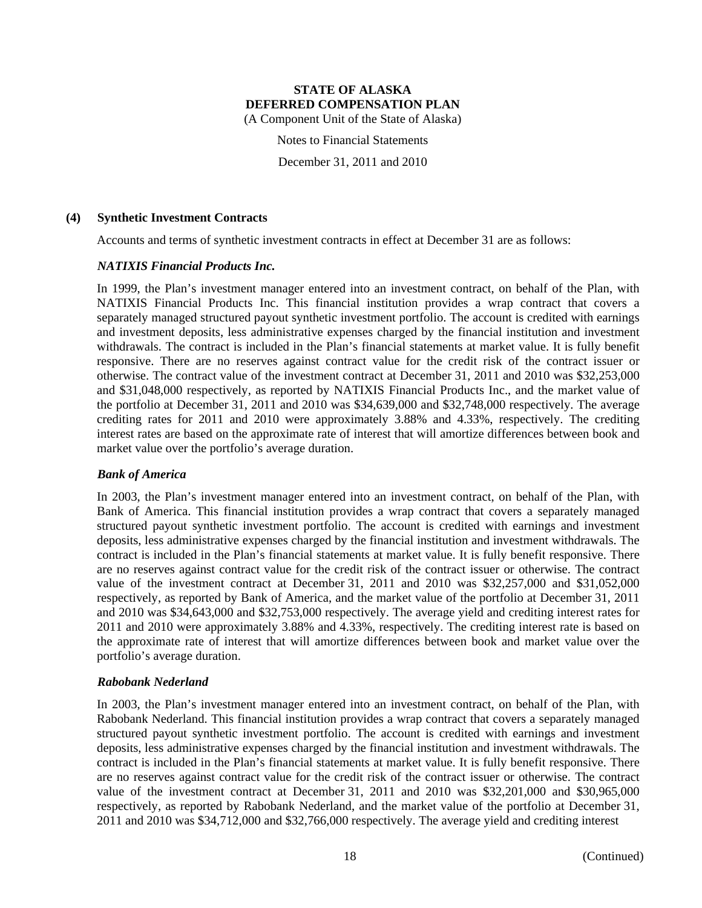## (4) Synthetic Investment Contracts

Accounts and terms of synthetic investment contracts in effect at December 31 are as follows:

***NATIXIS Financial Products Inc.***

In 1999, the Plan's investment manager entered into an investment contract, on behalf of the Plan, with NATIXIS Financial Products Inc. This financial institution provides a wrap contract that covers a separately managed structured payout synthetic investment portfolio. The account is credited with earnings and investment deposits, less administrative expenses charged by the financial institution and investment withdrawals. The contract is included in the Plan's financial statements at market value. It is fully benefit responsive. There are no reserves against contract value for the credit risk of the contract issuer or otherwise. The contract value of the investment contract at December 31, 2011 and 2010 was $32,253,000 and $31,048,000 respectively, as reported by NATIXIS Financial Products Inc., and the market value of the portfolio at December 31, 2011 and 2010 was $34,639,000 and $32,748,000 respectively. The average crediting rates for 2011 and 2010 were approximately 3.88% and 4.33%, respectively. The crediting interest rates are based on the approximate rate of interest that will amortize differences between book and market value over the portfolio's average duration.

***Bank of America***

In 2003, the Plan's investment manager entered into an investment contract, on behalf of the Plan, with Bank of America. This financial institution provides a wrap contract that covers a separately managed structured payout synthetic investment portfolio. The account is credited with earnings and investment deposits, less administrative expenses charged by the financial institution and investment withdrawals. The contract is included in the Plan's financial statements at market value. It is fully benefit responsive. There are no reserves against contract value for the credit risk of the contract issuer or otherwise. The contract value of the investment contract at December 31, 2011 and 2010 was $32,257,000 and $31,052,000 respectively, as reported by Bank of America, and the market value of the portfolio at December 31, 2011 and 2010 was $34,643,000 and $32,753,000 respectively. The average yield and crediting interest rates for 2011 and 2010 were approximately 3.88% and 4.33%, respectively. The crediting interest rate is based on the approximate rate of interest that will amortize differences between book and market value over the portfolio's average duration.

***Rabobank Nederland***

In 2003, the Plan's investment manager entered into an investment contract, on behalf of the Plan, with Rabobank Nederland. This financial institution provides a wrap contract that covers a separately managed structured payout synthetic investment portfolio. The account is credited with earnings and investment deposits, less administrative expenses charged by the financial institution and investment withdrawals. The contract is included in the Plan's financial statements at market value. It is fully benefit responsive. There are no reserves against contract value for the credit risk of the contract issuer or otherwise. The contract value of the investment contract at December 31, 2011 and 2010 was $32,201,000 and $30,965,000 respectively, as reported by Rabobank Nederland, and the market value of the portfolio at December 31, 2011 and 2010 was $34,712,000 and $32,766,000 respectively. The average yield and crediting interest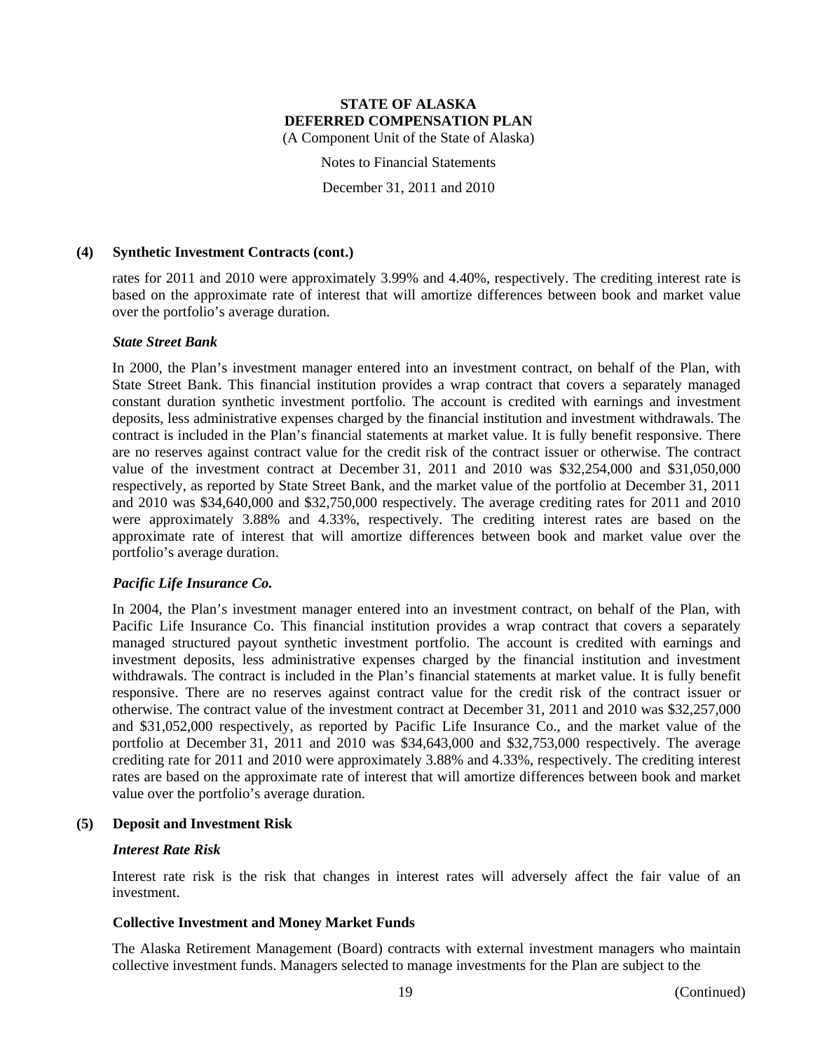### (4) Synthetic Investment Contracts (cont.)

rates for 2011 and 2010 were approximately 3.99% and 4.40%, respectively. The crediting interest rate is based on the approximate rate of interest that will amortize differences between book and market value over the portfolio's average duration.

#### *State Street Bank*

In 2000, the Plan's investment manager entered into an investment contract, on behalf of the Plan, with State Street Bank. This financial institution provides a wrap contract that covers a separately managed constant duration synthetic investment portfolio. The account is credited with earnings and investment deposits, less administrative expenses charged by the financial institution and investment withdrawals. The contract is included in the Plan's financial statements at market value. It is fully benefit responsive. There are no reserves against contract value for the credit risk of the contract issuer or otherwise. The contract value of the investment contract at December 31, 2011 and 2010 was $32,254,000 and $31,050,000 respectively, as reported by State Street Bank, and the market value of the portfolio at December 31, 2011 and 2010 was $34,640,000 and $32,750,000 respectively. The average crediting rates for 2011 and 2010 were approximately 3.88% and 4.33%, respectively. The crediting interest rates are based on the approximate rate of interest that will amortize differences between book and market value over the portfolio's average duration.

#### *Pacific Life Insurance Co.*

In 2004, the Plan's investment manager entered into an investment contract, on behalf of the Plan, with Pacific Life Insurance Co. This financial institution provides a wrap contract that covers a separately managed structured payout synthetic investment portfolio. The account is credited with earnings and investment deposits, less administrative expenses charged by the financial institution and investment withdrawals. The contract is included in the Plan's financial statements at market value. It is fully benefit responsive. There are no reserves against contract value for the credit risk of the contract issuer or otherwise. The contract value of the investment contract at December 31, 2011 and 2010 was $32,257,000 and $31,052,000 respectively, as reported by Pacific Life Insurance Co., and the market value of the portfolio at December 31, 2011 and 2010 was $34,643,000 and $32,753,000 respectively. The average crediting rate for 2011 and 2010 were approximately 3.88% and 4.33%, respectively. The crediting interest rates are based on the approximate rate of interest that will amortize differences between book and market value over the portfolio's average duration.

### (5) Deposit and Investment Risk

#### *Interest Rate Risk*

Interest rate risk is the risk that changes in interest rates will adversely affect the fair value of an investment.

#### Collective Investment and Money Market Funds

The Alaska Retirement Management (Board) contracts with external investment managers who maintain collective investment funds. Managers selected to manage investments for the Plan are subject to the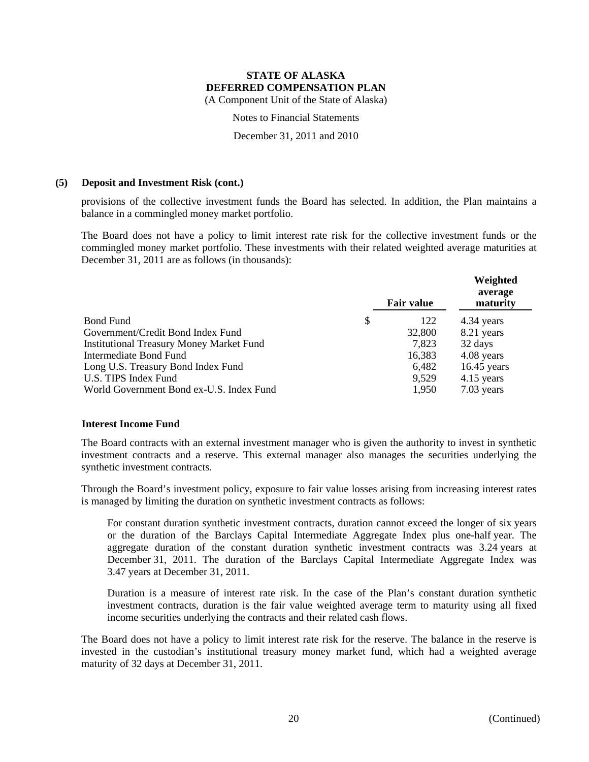**(5) Deposit and Investment Risk (cont.)**

provisions of the collective investment funds the Board has selected. In addition, the Plan maintains a balance in a commingled money market portfolio.

The Board does not have a policy to limit interest rate risk for the collective investment funds or the commingled money market portfolio. These investments with their related weighted average maturities at December 31, 2011 are as follows (in thousands):

| | Fair value | Weighted average maturity |
|---|---|---|
| Bond Fund | $ 122 | 4.34 years |
| Government/Credit Bond Index Fund | 32,800 | 8.21 years |
| Institutional Treasury Money Market Fund | 7,823 | 32 days |
| Intermediate Bond Fund | 16,383 | 4.08 years |
| Long U.S. Treasury Bond Index Fund | 6,482 | 16.45 years |
| U.S. TIPS Index Fund | 9,529 | 4.15 years |
| World Government Bond ex-U.S. Index Fund | 1,950 | 7.03 years |

**Interest Income Fund**

The Board contracts with an external investment manager who is given the authority to invest in synthetic investment contracts and a reserve. This external manager also manages the securities underlying the synthetic investment contracts.

Through the Board's investment policy, exposure to fair value losses arising from increasing interest rates is managed by limiting the duration on synthetic investment contracts as follows:

> For constant duration synthetic investment contracts, duration cannot exceed the longer of six years or the duration of the Barclays Capital Intermediate Aggregate Index plus one-half year. The aggregate duration of the constant duration synthetic investment contracts was 3.24 years at December 31, 2011. The duration of the Barclays Capital Intermediate Aggregate Index was 3.47 years at December 31, 2011.
>
> Duration is a measure of interest rate risk. In the case of the Plan's constant duration synthetic investment contracts, duration is the fair value weighted average term to maturity using all fixed income securities underlying the contracts and their related cash flows.

The Board does not have a policy to limit interest rate risk for the reserve. The balance in the reserve is invested in the custodian's institutional treasury money market fund, which had a weighted average maturity of 32 days at December 31, 2011.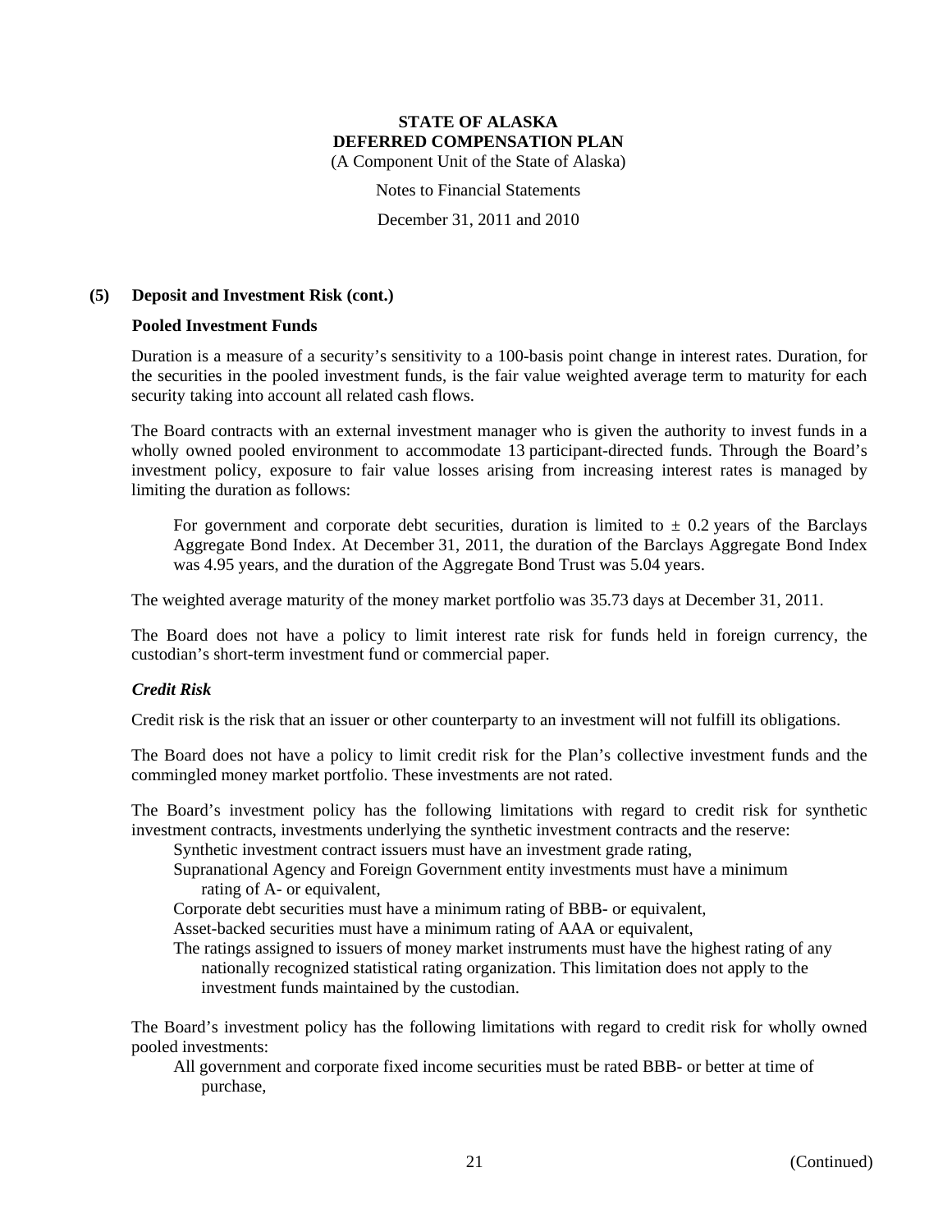### (5) Deposit and Investment Risk (cont.)

#### Pooled Investment Funds

Duration is a measure of a security's sensitivity to a 100-basis point change in interest rates. Duration, for the securities in the pooled investment funds, is the fair value weighted average term to maturity for each security taking into account all related cash flows.

The Board contracts with an external investment manager who is given the authority to invest funds in a wholly owned pooled environment to accommodate 13 participant-directed funds. Through the Board's investment policy, exposure to fair value losses arising from increasing interest rates is managed by limiting the duration as follows:

> For government and corporate debt securities, duration is limited to ± 0.2 years of the Barclays Aggregate Bond Index. At December 31, 2011, the duration of the Barclays Aggregate Bond Index was 4.95 years, and the duration of the Aggregate Bond Trust was 5.04 years.

The weighted average maturity of the money market portfolio was 35.73 days at December 31, 2011.

The Board does not have a policy to limit interest rate risk for funds held in foreign currency, the custodian's short-term investment fund or commercial paper.

#### *Credit Risk*

Credit risk is the risk that an issuer or other counterparty to an investment will not fulfill its obligations.

The Board does not have a policy to limit credit risk for the Plan's collective investment funds and the commingled money market portfolio. These investments are not rated.

The Board's investment policy has the following limitations with regard to credit risk for synthetic investment contracts, investments underlying the synthetic investment contracts and the reserve:

- Synthetic investment contract issuers must have an investment grade rating,
- Supranational Agency and Foreign Government entity investments must have a minimum rating of A- or equivalent,
- Corporate debt securities must have a minimum rating of BBB- or equivalent,
- Asset-backed securities must have a minimum rating of AAA or equivalent,
- The ratings assigned to issuers of money market instruments must have the highest rating of any nationally recognized statistical rating organization. This limitation does not apply to the investment funds maintained by the custodian.

The Board's investment policy has the following limitations with regard to credit risk for wholly owned pooled investments:

- All government and corporate fixed income securities must be rated BBB- or better at time of purchase,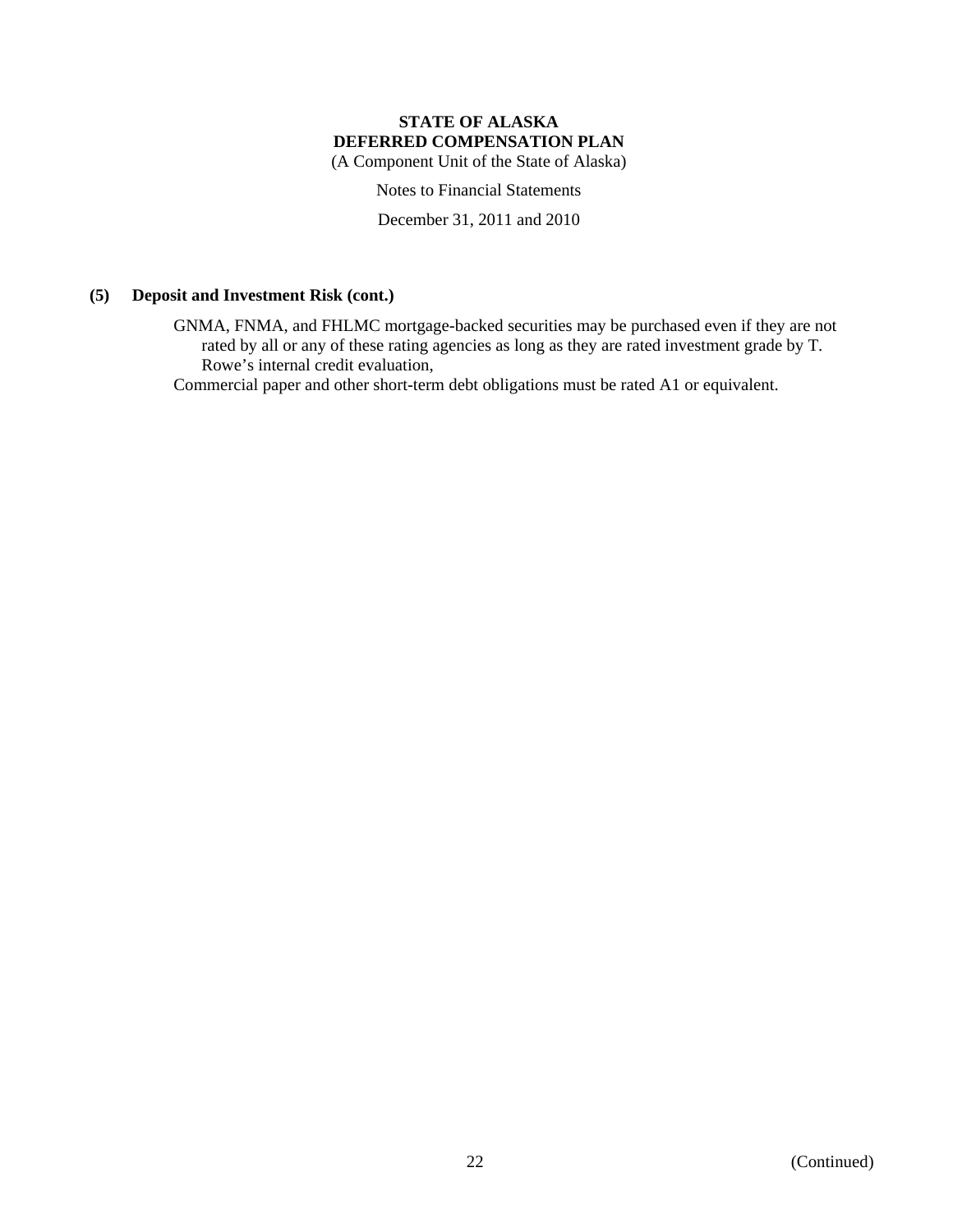**(5) Deposit and Investment Risk (cont.)**

GNMA, FNMA, and FHLMC mortgage-backed securities may be purchased even if they are not rated by all or any of these rating agencies as long as they are rated investment grade by T. Rowe's internal credit evaluation,

Commercial paper and other short-term debt obligations must be rated A1 or equivalent.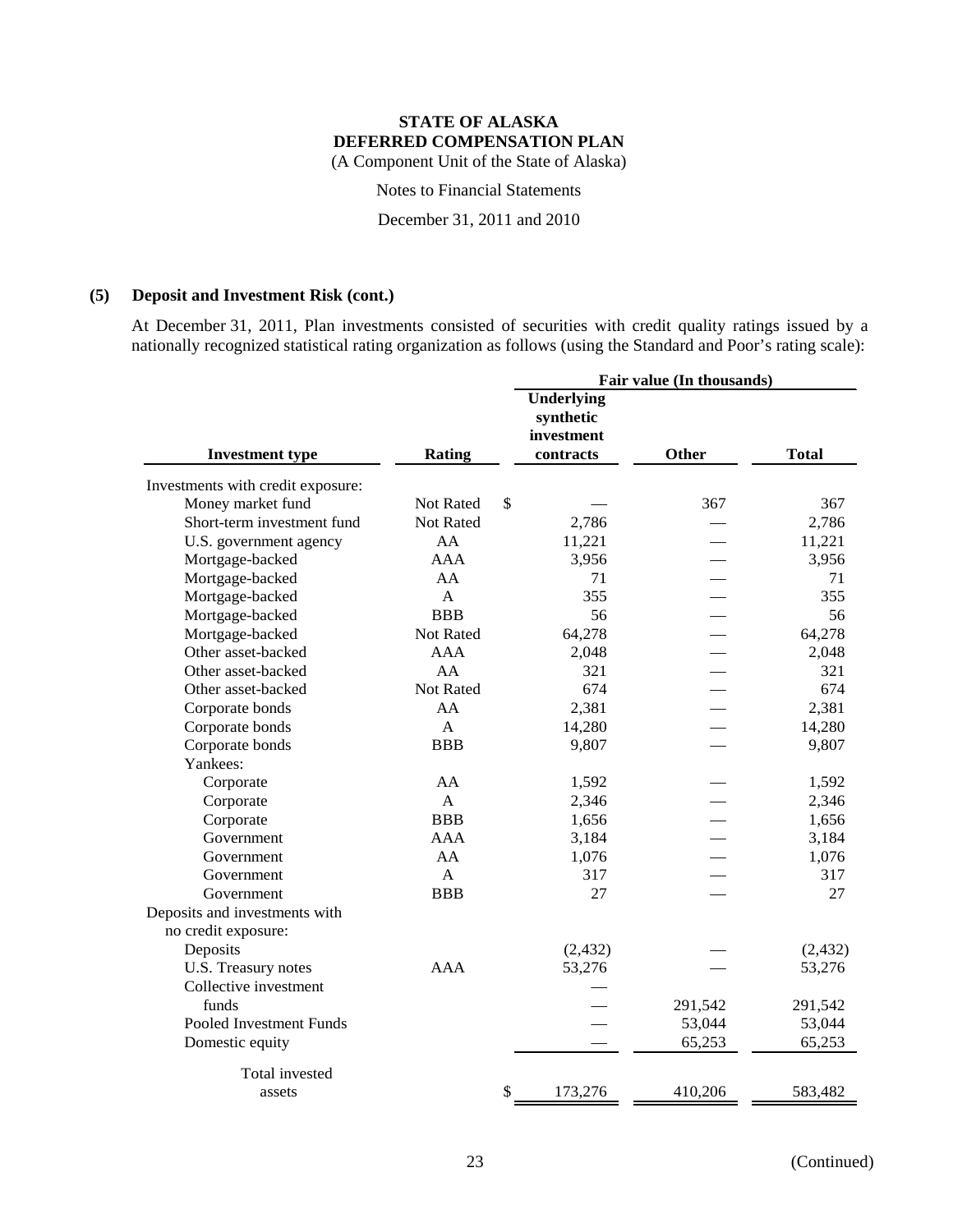**STATE OF ALASKA**
**DEFERRED COMPENSATION PLAN**
(A Component Unit of the State of Alaska)

Notes to Financial Statements

December 31, 2011 and 2010

## (5) Deposit and Investment Risk (cont.)

At December 31, 2011, Plan investments consisted of securities with credit quality ratings issued by a nationally recognized statistical rating organization as follows (using the Standard and Poor's rating scale):

| Investment type | Rating | Fair value (In thousands) Underlying synthetic investment contracts | Other | Total |
|---|---|---|---|---|
| Investments with credit exposure: | | | | |
| Money market fund | Not Rated | $ — | 367 | 367 |
| Short-term investment fund | Not Rated | 2,786 | — | 2,786 |
| U.S. government agency | AA | 11,221 | — | 11,221 |
| Mortgage-backed | AAA | 3,956 | — | 3,956 |
| Mortgage-backed | AA | 71 | — | 71 |
| Mortgage-backed | A | 355 | — | 355 |
| Mortgage-backed | BBB | 56 | — | 56 |
| Mortgage-backed | Not Rated | 64,278 | — | 64,278 |
| Other asset-backed | AAA | 2,048 | — | 2,048 |
| Other asset-backed | AA | 321 | — | 321 |
| Other asset-backed | Not Rated | 674 | — | 674 |
| Corporate bonds | AA | 2,381 | — | 2,381 |
| Corporate bonds | A | 14,280 | — | 14,280 |
| Corporate bonds | BBB | 9,807 | — | 9,807 |
| Yankees: | | | | |
| Corporate | AA | 1,592 | — | 1,592 |
| Corporate | A | 2,346 | — | 2,346 |
| Corporate | BBB | 1,656 | — | 1,656 |
| Government | AAA | 3,184 | — | 3,184 |
| Government | AA | 1,076 | — | 1,076 |
| Government | A | 317 | — | 317 |
| Government | BBB | 27 | — | 27 |
| Deposits and investments with no credit exposure: | | | | |
| Deposits | | (2,432) | — | (2,432) |
| U.S. Treasury notes | AAA | 53,276 | — | 53,276 |
| Collective investment funds | | — | 291,542 | 291,542 |
| Pooled Investment Funds | | — | 53,044 | 53,044 |
| Domestic equity | | — | 65,253 | 65,253 |
| Total invested assets | | $ 173,276 | 410,206 | 583,482 |

(Continued)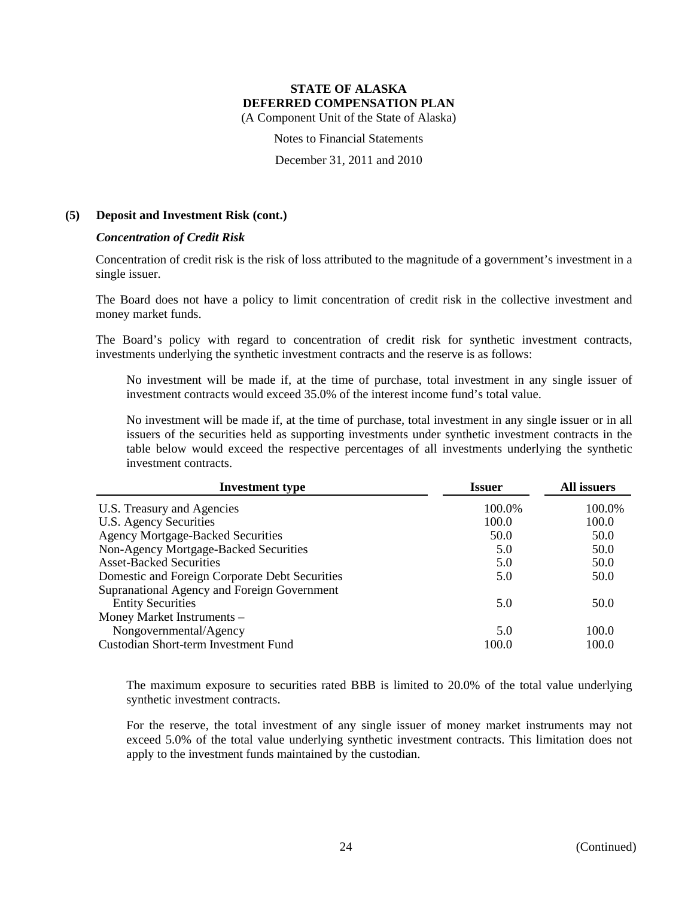# STATE OF ALASKA
# DEFERRED COMPENSATION PLAN

(A Component Unit of the State of Alaska)

Notes to Financial Statements

December 31, 2011 and 2010

## (5) Deposit and Investment Risk (cont.)

### *Concentration of Credit Risk*

Concentration of credit risk is the risk of loss attributed to the magnitude of a government's investment in a single issuer.

The Board does not have a policy to limit concentration of credit risk in the collective investment and money market funds.

The Board's policy with regard to concentration of credit risk for synthetic investment contracts, investments underlying the synthetic investment contracts and the reserve is as follows:

No investment will be made if, at the time of purchase, total investment in any single issuer of investment contracts would exceed 35.0% of the interest income fund's total value.

No investment will be made if, at the time of purchase, total investment in any single issuer or in all issuers of the securities held as supporting investments under synthetic investment contracts in the table below would exceed the respective percentages of all investments underlying the synthetic investment contracts.

| Investment type | Issuer | All issuers |
|---|---|---|
| U.S. Treasury and Agencies | 100.0% | 100.0% |
| U.S. Agency Securities | 100.0 | 100.0 |
| Agency Mortgage-Backed Securities | 50.0 | 50.0 |
| Non-Agency Mortgage-Backed Securities | 5.0 | 50.0 |
| Asset-Backed Securities | 5.0 | 50.0 |
| Domestic and Foreign Corporate Debt Securities | 5.0 | 50.0 |
| Supranational Agency and Foreign Government Entity Securities | 5.0 | 50.0 |
| Money Market Instruments – Nongovernmental/Agency | 5.0 | 100.0 |
| Custodian Short-term Investment Fund | 100.0 | 100.0 |

The maximum exposure to securities rated BBB is limited to 20.0% of the total value underlying synthetic investment contracts.

For the reserve, the total investment of any single issuer of money market instruments may not exceed 5.0% of the total value underlying synthetic investment contracts. This limitation does not apply to the investment funds maintained by the custodian.

(Continued)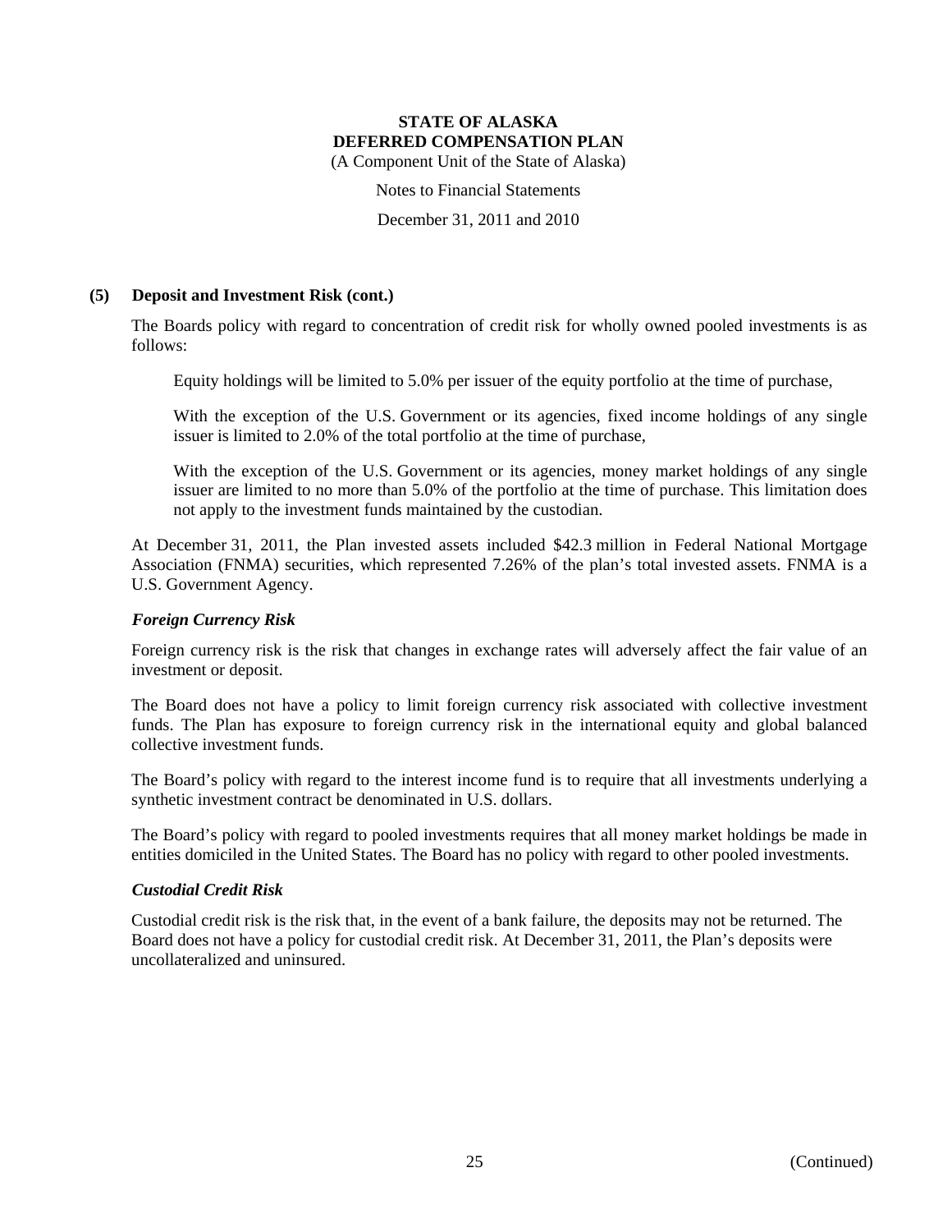## (5) Deposit and Investment Risk (cont.)

The Boards policy with regard to concentration of credit risk for wholly owned pooled investments is as follows:

Equity holdings will be limited to 5.0% per issuer of the equity portfolio at the time of purchase,

With the exception of the U.S. Government or its agencies, fixed income holdings of any single issuer is limited to 2.0% of the total portfolio at the time of purchase,

With the exception of the U.S. Government or its agencies, money market holdings of any single issuer are limited to no more than 5.0% of the portfolio at the time of purchase. This limitation does not apply to the investment funds maintained by the custodian.

At December 31, 2011, the Plan invested assets included $42.3 million in Federal National Mortgage Association (FNMA) securities, which represented 7.26% of the plan's total invested assets. FNMA is a U.S. Government Agency.

### *Foreign Currency Risk*

Foreign currency risk is the risk that changes in exchange rates will adversely affect the fair value of an investment or deposit.

The Board does not have a policy to limit foreign currency risk associated with collective investment funds. The Plan has exposure to foreign currency risk in the international equity and global balanced collective investment funds.

The Board's policy with regard to the interest income fund is to require that all investments underlying a synthetic investment contract be denominated in U.S. dollars.

The Board's policy with regard to pooled investments requires that all money market holdings be made in entities domiciled in the United States. The Board has no policy with regard to other pooled investments.

### *Custodial Credit Risk*

Custodial credit risk is the risk that, in the event of a bank failure, the deposits may not be returned. The Board does not have a policy for custodial credit risk. At December 31, 2011, the Plan's deposits were uncollateralized and uninsured.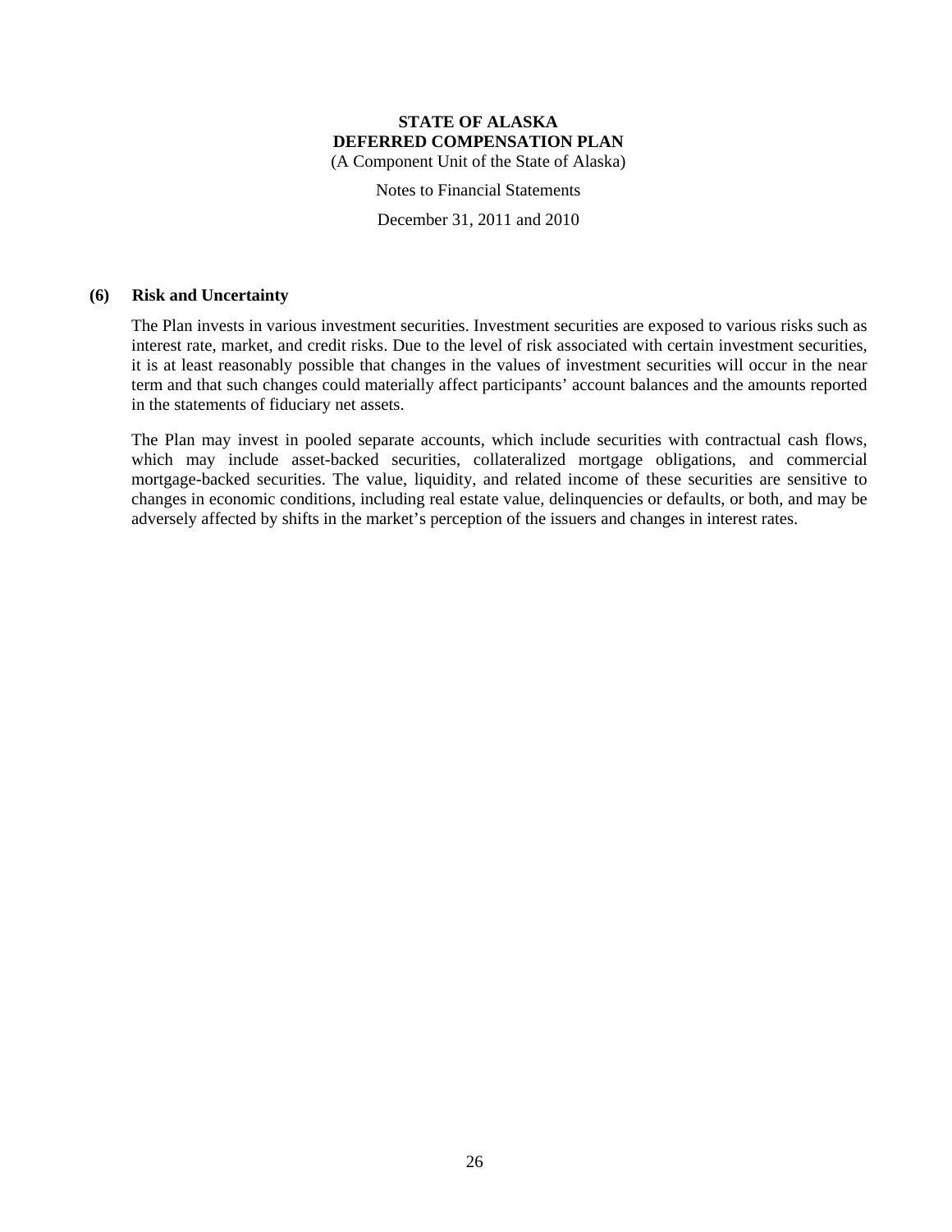# STATE OF ALASKA
# DEFERRED COMPENSATION PLAN

(A Component Unit of the State of Alaska)

Notes to Financial Statements

December 31, 2011 and 2010

## (6) Risk and Uncertainty

The Plan invests in various investment securities. Investment securities are exposed to various risks such as interest rate, market, and credit risks. Due to the level of risk associated with certain investment securities, it is at least reasonably possible that changes in the values of investment securities will occur in the near term and that such changes could materially affect participants' account balances and the amounts reported in the statements of fiduciary net assets.

The Plan may invest in pooled separate accounts, which include securities with contractual cash flows, which may include asset-backed securities, collateralized mortgage obligations, and commercial mortgage-backed securities. The value, liquidity, and related income of these securities are sensitive to changes in economic conditions, including real estate value, delinquencies or defaults, or both, and may be adversely affected by shifts in the market's perception of the issuers and changes in interest rates.